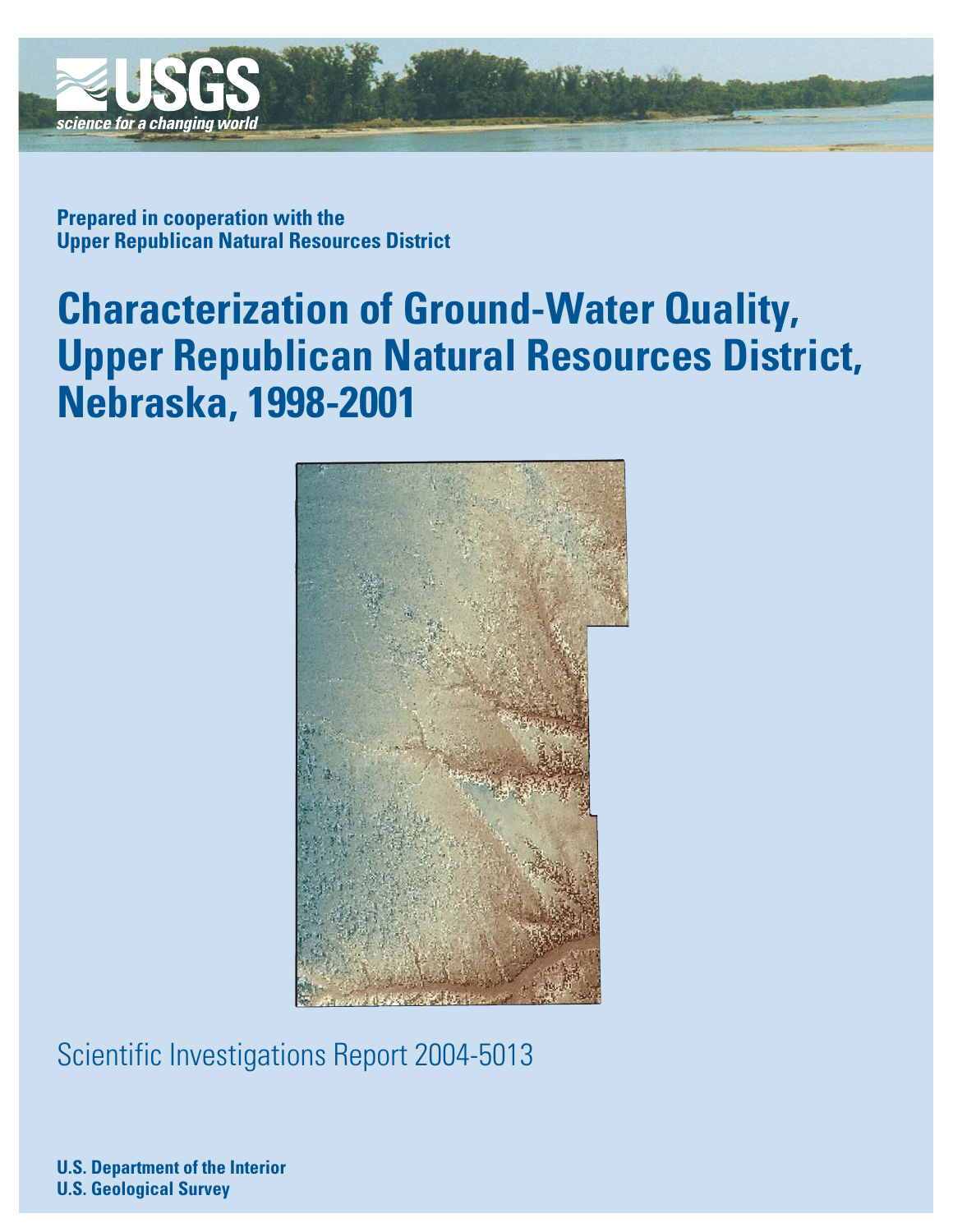USGS

science for a changing world

**Prepared in cooperation with the**
**Upper Republican Natural Resources District**

# Characterization of Ground-Water Quality, Upper Republican Natural Resources District, Nebraska, 1998-2001

Scientific Investigations Report 2004-5013

**U.S. Department of the Interior**
**U.S. Geological Survey**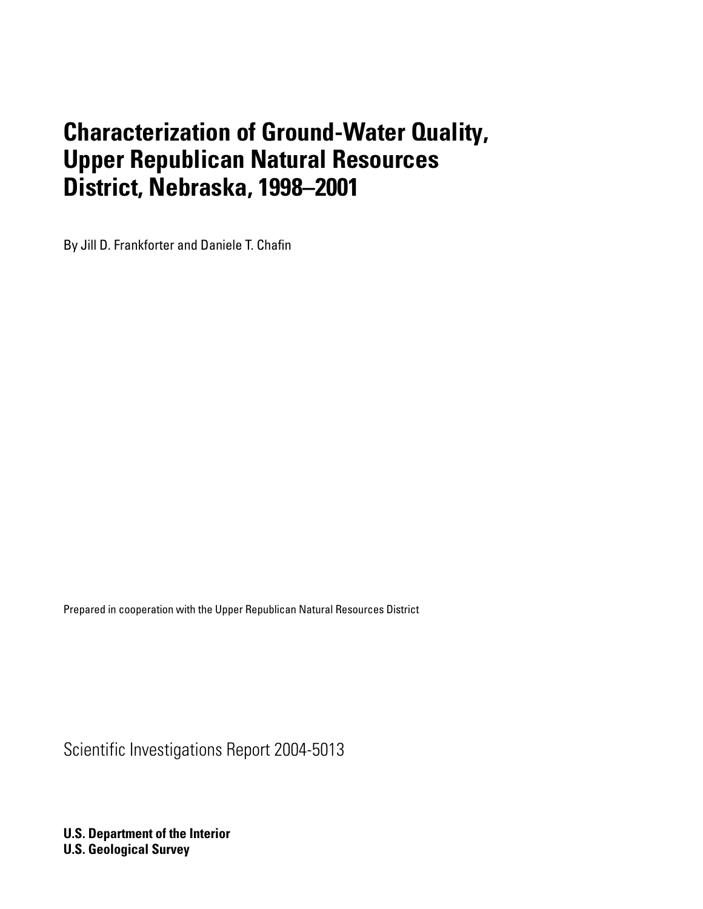# Characterization of Ground-Water Quality, Upper Republican Natural Resources District, Nebraska, 1998–2001

By Jill D. Frankforter and Daniele T. Chafin

Prepared in cooperation with the Upper Republican Natural Resources District

Scientific Investigations Report 2004-5013

**U.S. Department of the Interior**
**U.S. Geological Survey**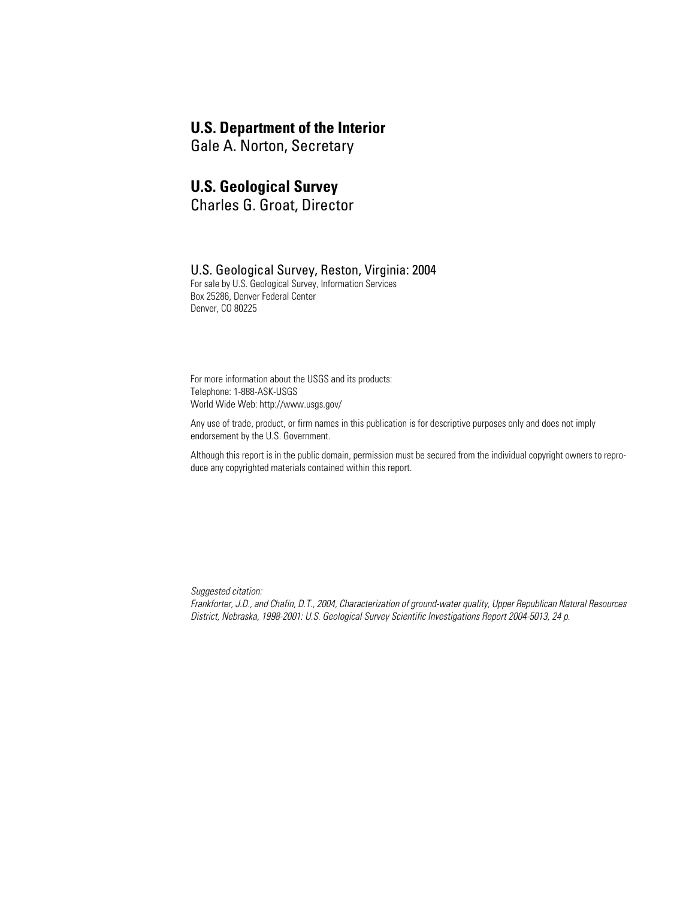**U.S. Department of the Interior**
Gale A. Norton, Secretary

**U.S. Geological Survey**
Charles G. Groat, Director

U.S. Geological Survey, Reston, Virginia: 2004
For sale by U.S. Geological Survey, Information Services
Box 25286, Denver Federal Center
Denver, CO 80225

For more information about the USGS and its products:
Telephone: 1-888-ASK-USGS
World Wide Web: http://www.usgs.gov/

Any use of trade, product, or firm names in this publication is for descriptive purposes only and does not imply endorsement by the U.S. Government.

Although this report is in the public domain, permission must be secured from the individual copyright owners to reproduce any copyrighted materials contained within this report.

*Suggested citation:*
*Frankforter, J.D., and Chafin, D.T., 2004, Characterization of ground-water quality, Upper Republican Natural Resources District, Nebraska, 1998-2001: U.S. Geological Survey Scientific Investigations Report 2004-5013, 24 p.*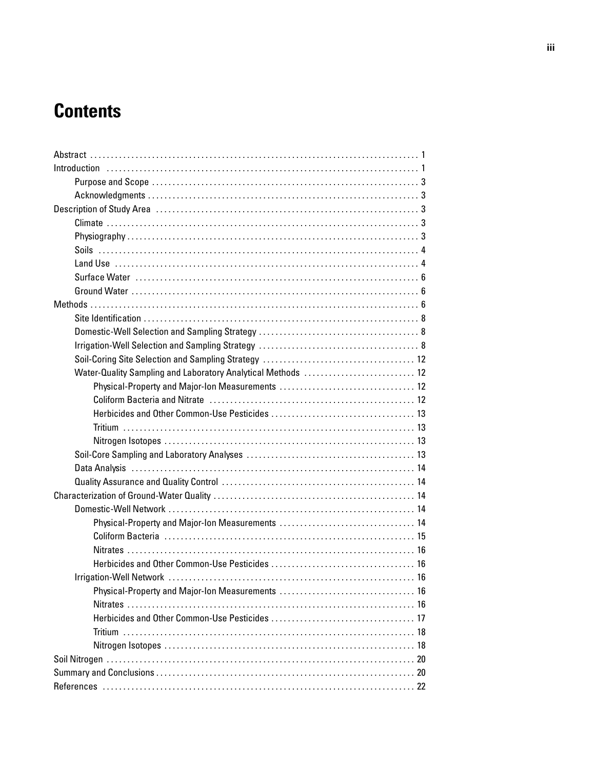# Contents

Abstract . . . . . . . . . . 1
Introduction . . . . . . . . . . 1
- Purpose and Scope . . . . . . . . . . 3
- Acknowledgments . . . . . . . . . . 3

Description of Study Area . . . . . . . . . . 3
- Climate . . . . . . . . . . 3
- Physiography . . . . . . . . . . 3
- Soils . . . . . . . . . . 4
- Land Use . . . . . . . . . . 4
- Surface Water . . . . . . . . . . 6
- Ground Water . . . . . . . . . . 6

Methods . . . . . . . . . . 6
- Site Identification . . . . . . . . . . 8
- Domestic-Well Selection and Sampling Strategy . . . . . . . . . . 8
- Irrigation-Well Selection and Sampling Strategy . . . . . . . . . . 8
- Soil-Coring Site Selection and Sampling Strategy . . . . . . . . . . 12
- Water-Quality Sampling and Laboratory Analytical Methods . . . . . . . . . . 12
  - Physical-Property and Major-Ion Measurements . . . . . . . . . . 12
  - Coliform Bacteria and Nitrate . . . . . . . . . . 12
  - Herbicides and Other Common-Use Pesticides . . . . . . . . . . 13
  - Tritium . . . . . . . . . . 13
  - Nitrogen Isotopes . . . . . . . . . . 13
- Soil-Core Sampling and Laboratory Analyses . . . . . . . . . . 13
- Data Analysis . . . . . . . . . . 14
- Quality Assurance and Quality Control . . . . . . . . . . 14

Characterization of Ground-Water Quality . . . . . . . . . . 14
- Domestic-Well Network . . . . . . . . . . 14
  - Physical-Property and Major-Ion Measurements . . . . . . . . . . 14
  - Coliform Bacteria . . . . . . . . . . 15
  - Nitrates . . . . . . . . . . 16
  - Herbicides and Other Common-Use Pesticides . . . . . . . . . . 16
- Irrigation-Well Network . . . . . . . . . . 16
  - Physical-Property and Major-Ion Measurements . . . . . . . . . . 16
  - Nitrates . . . . . . . . . . 16
  - Herbicides and Other Common-Use Pesticides . . . . . . . . . . 17
  - Tritium . . . . . . . . . . 18
  - Nitrogen Isotopes . . . . . . . . . . 18

Soil Nitrogen . . . . . . . . . . 20
Summary and Conclusions . . . . . . . . . . 20
References . . . . . . . . . . 22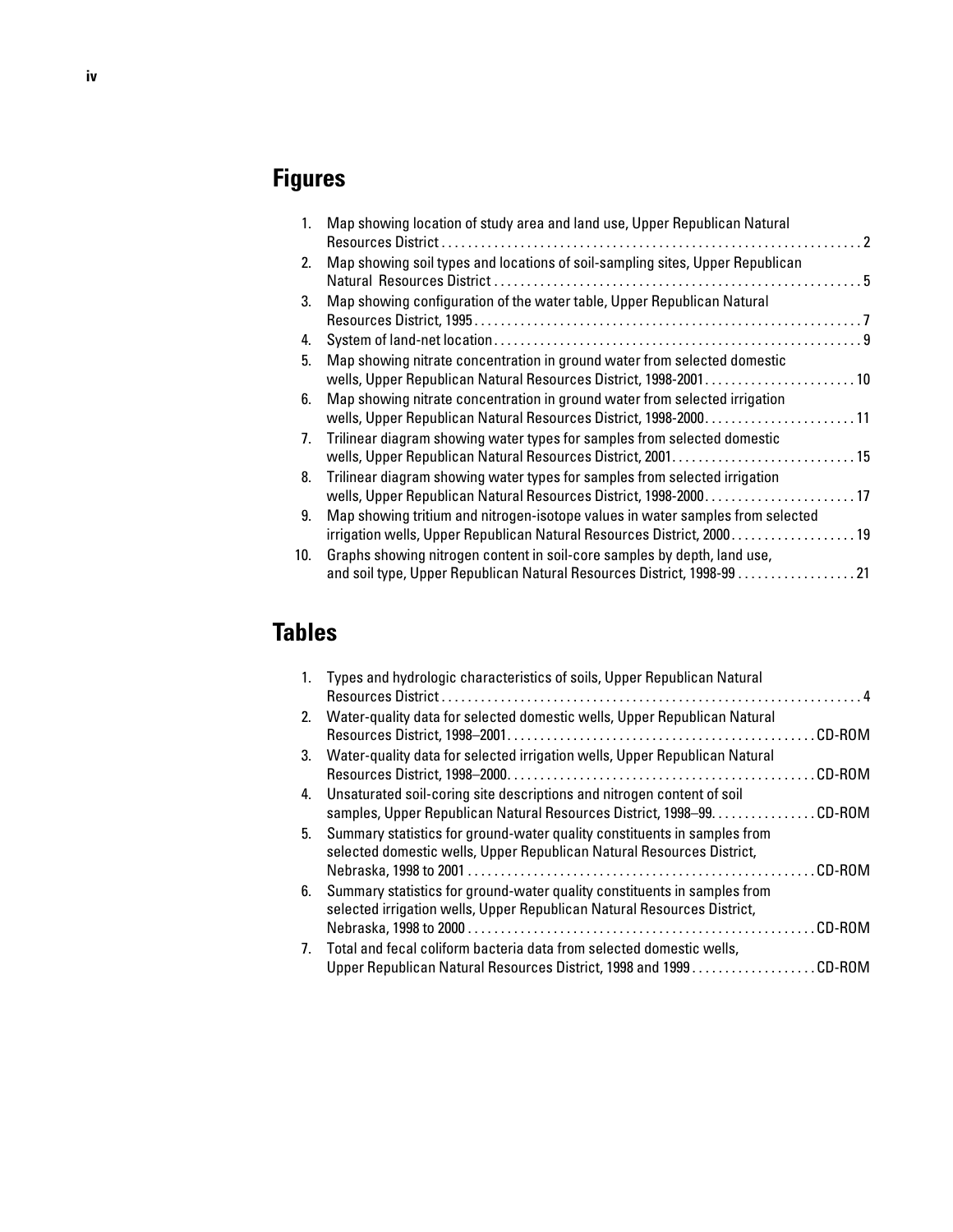## Figures

1. Map showing location of study area and land use, Upper Republican Natural Resources District . . . . . 2
2. Map showing soil types and locations of soil-sampling sites, Upper Republican Natural Resources District . . . . . 5
3. Map showing configuration of the water table, Upper Republican Natural Resources District, 1995 . . . . . 7
4. System of land-net location . . . . . 9
5. Map showing nitrate concentration in ground water from selected domestic wells, Upper Republican Natural Resources District, 1998-2001 . . . . . 10
6. Map showing nitrate concentration in ground water from selected irrigation wells, Upper Republican Natural Resources District, 1998-2000 . . . . . 11
7. Trilinear diagram showing water types for samples from selected domestic wells, Upper Republican Natural Resources District, 2001 . . . . . 15
8. Trilinear diagram showing water types for samples from selected irrigation wells, Upper Republican Natural Resources District, 1998-2000 . . . . . 17
9. Map showing tritium and nitrogen-isotope values in water samples from selected irrigation wells, Upper Republican Natural Resources District, 2000 . . . . . 19
10. Graphs showing nitrogen content in soil-core samples by depth, land use, and soil type, Upper Republican Natural Resources District, 1998-99 . . . . . 21

## Tables

1. Types and hydrologic characteristics of soils, Upper Republican Natural Resources District . . . . . 4
2. Water-quality data for selected domestic wells, Upper Republican Natural Resources District, 1998–2001 . . . . . CD-ROM
3. Water-quality data for selected irrigation wells, Upper Republican Natural Resources District, 1998–2000 . . . . . CD-ROM
4. Unsaturated soil-coring site descriptions and nitrogen content of soil samples, Upper Republican Natural Resources District, 1998–99 . . . . . CD-ROM
5. Summary statistics for ground-water quality constituents in samples from selected domestic wells, Upper Republican Natural Resources District, Nebraska, 1998 to 2001 . . . . . CD-ROM
6. Summary statistics for ground-water quality constituents in samples from selected irrigation wells, Upper Republican Natural Resources District, Nebraska, 1998 to 2000 . . . . . CD-ROM
7. Total and fecal coliform bacteria data from selected domestic wells, Upper Republican Natural Resources District, 1998 and 1999 . . . . . CD-ROM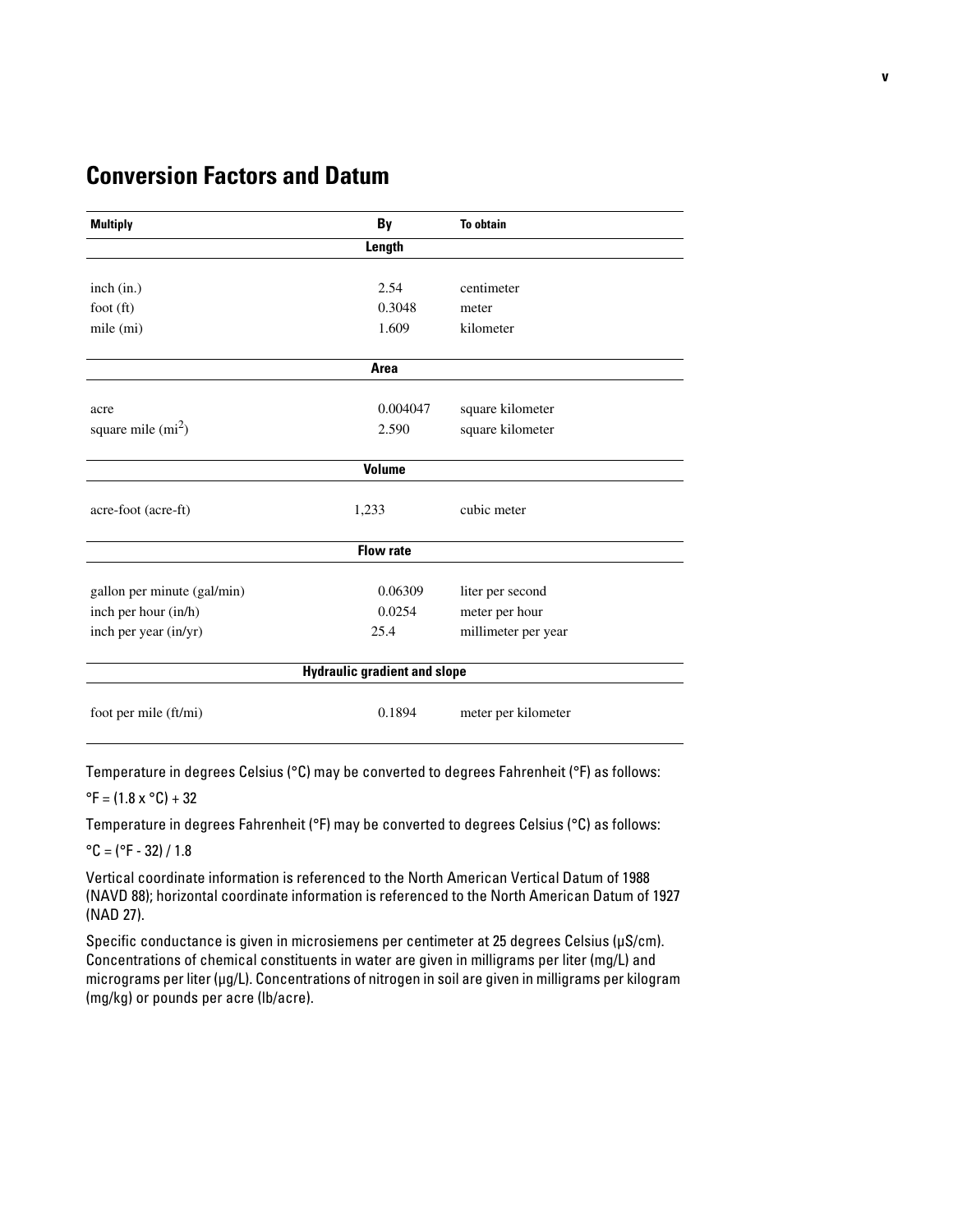## Conversion Factors and Datum

| Multiply | By | To obtain |
|---|---|---|
| **Length** | | |
| inch (in.) | 2.54 | centimeter |
| foot (ft) | 0.3048 | meter |
| mile (mi) | 1.609 | kilometer |
| **Area** | | |
| acre | 0.004047 | square kilometer |
| square mile ($mi^2$) | 2.590 | square kilometer |
| **Volume** | | |
| acre-foot (acre-ft) | 1,233 | cubic meter |
| **Flow rate** | | |
| gallon per minute (gal/min) | 0.06309 | liter per second |
| inch per hour (in/h) | 0.0254 | meter per hour |
| inch per year (in/yr) | 25.4 | millimeter per year |
| **Hydraulic gradient and slope** | | |
| foot per mile (ft/mi) | 0.1894 | meter per kilometer |

Temperature in degrees Celsius (°C) may be converted to degrees Fahrenheit (°F) as follows:

°F = (1.8 x °C) + 32

Temperature in degrees Fahrenheit (°F) may be converted to degrees Celsius (°C) as follows:

°C = (°F - 32) / 1.8

Vertical coordinate information is referenced to the North American Vertical Datum of 1988 (NAVD 88); horizontal coordinate information is referenced to the North American Datum of 1927 (NAD 27).

Specific conductance is given in microsiemens per centimeter at 25 degrees Celsius (µS/cm). Concentrations of chemical constituents in water are given in milligrams per liter (mg/L) and micrograms per liter (µg/L). Concentrations of nitrogen in soil are given in milligrams per kilogram (mg/kg) or pounds per acre (lb/acre).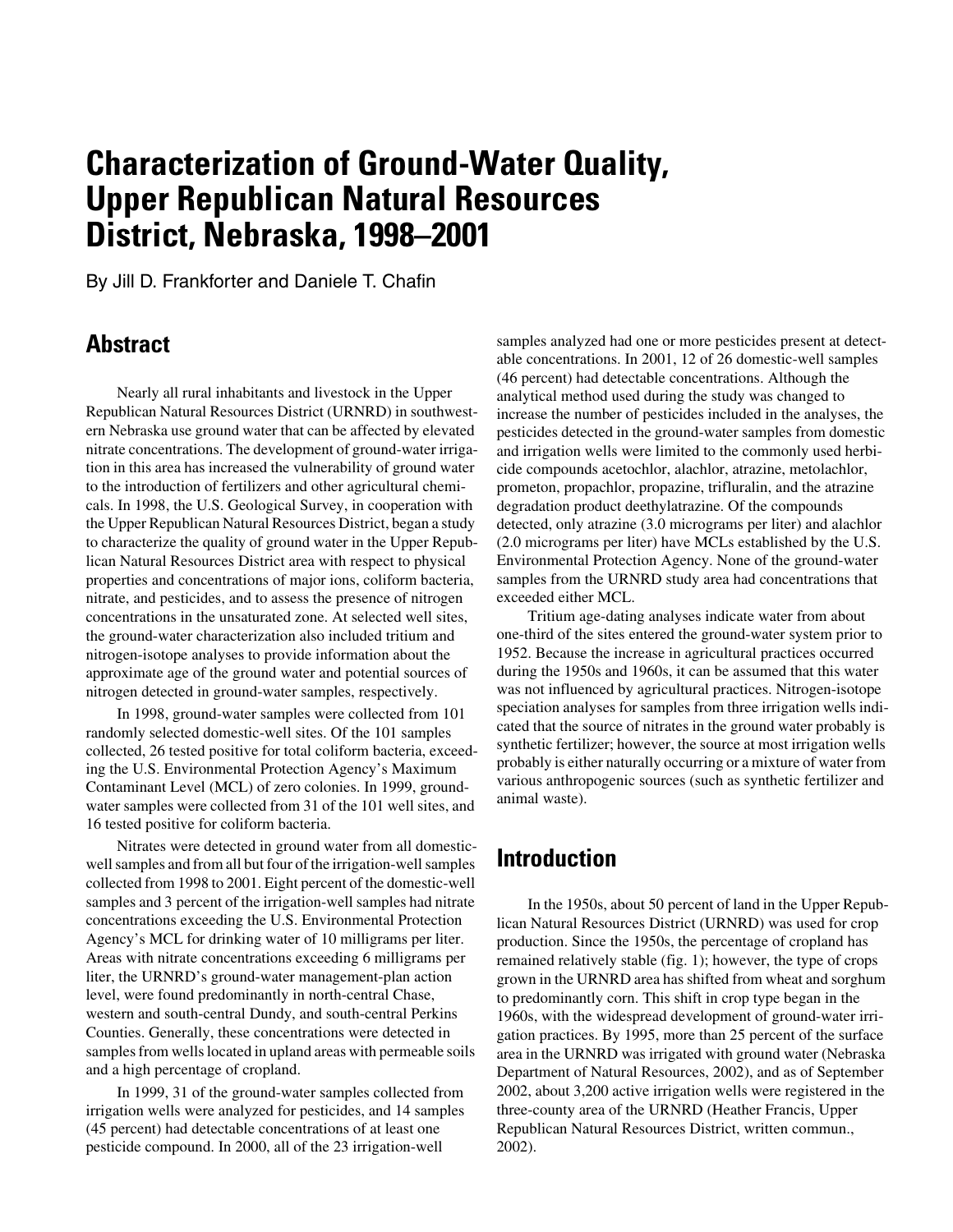# Characterization of Ground-Water Quality, Upper Republican Natural Resources District, Nebraska, 1998–2001

By Jill D. Frankforter and Daniele T. Chafin

## Abstract

Nearly all rural inhabitants and livestock in the Upper Republican Natural Resources District (URNRD) in southwestern Nebraska use ground water that can be affected by elevated nitrate concentrations. The development of ground-water irrigation in this area has increased the vulnerability of ground water to the introduction of fertilizers and other agricultural chemicals. In 1998, the U.S. Geological Survey, in cooperation with the Upper Republican Natural Resources District, began a study to characterize the quality of ground water in the Upper Republican Natural Resources District area with respect to physical properties and concentrations of major ions, coliform bacteria, nitrate, and pesticides, and to assess the presence of nitrogen concentrations in the unsaturated zone. At selected well sites, the ground-water characterization also included tritium and nitrogen-isotope analyses to provide information about the approximate age of the ground water and potential sources of nitrogen detected in ground-water samples, respectively.

In 1998, ground-water samples were collected from 101 randomly selected domestic-well sites. Of the 101 samples collected, 26 tested positive for total coliform bacteria, exceeding the U.S. Environmental Protection Agency's Maximum Contaminant Level (MCL) of zero colonies. In 1999, ground-water samples were collected from 31 of the 101 well sites, and 16 tested positive for coliform bacteria.

Nitrates were detected in ground water from all domestic-well samples and from all but four of the irrigation-well samples collected from 1998 to 2001. Eight percent of the domestic-well samples and 3 percent of the irrigation-well samples had nitrate concentrations exceeding the U.S. Environmental Protection Agency's MCL for drinking water of 10 milligrams per liter. Areas with nitrate concentrations exceeding 6 milligrams per liter, the URNRD's ground-water management-plan action level, were found predominantly in north-central Chase, western and south-central Dundy, and south-central Perkins Counties. Generally, these concentrations were detected in samples from wells located in upland areas with permeable soils and a high percentage of cropland.

In 1999, 31 of the ground-water samples collected from irrigation wells were analyzed for pesticides, and 14 samples (45 percent) had detectable concentrations of at least one pesticide compound. In 2000, all of the 23 irrigation-well samples analyzed had one or more pesticides present at detectable concentrations. In 2001, 12 of 26 domestic-well samples (46 percent) had detectable concentrations. Although the analytical method used during the study was changed to increase the number of pesticides included in the analyses, the pesticides detected in the ground-water samples from domestic and irrigation wells were limited to the commonly used herbicide compounds acetochlor, alachlor, atrazine, metolachlor, prometon, propachlor, propazine, trifluralin, and the atrazine degradation product deethylatrazine. Of the compounds detected, only atrazine (3.0 micrograms per liter) and alachlor (2.0 micrograms per liter) have MCLs established by the U.S. Environmental Protection Agency. None of the ground-water samples from the URNRD study area had concentrations that exceeded either MCL.

Tritium age-dating analyses indicate water from about one-third of the sites entered the ground-water system prior to 1952. Because the increase in agricultural practices occurred during the 1950s and 1960s, it can be assumed that this water was not influenced by agricultural practices. Nitrogen-isotope speciation analyses for samples from three irrigation wells indicated that the source of nitrates in the ground water probably is synthetic fertilizer; however, the source at most irrigation wells probably is either naturally occurring or a mixture of water from various anthropogenic sources (such as synthetic fertilizer and animal waste).

## Introduction

In the 1950s, about 50 percent of land in the Upper Republican Natural Resources District (URNRD) was used for crop production. Since the 1950s, the percentage of cropland has remained relatively stable (fig. 1); however, the type of crops grown in the URNRD area has shifted from wheat and sorghum to predominantly corn. This shift in crop type began in the 1960s, with the widespread development of ground-water irrigation practices. By 1995, more than 25 percent of the surface area in the URNRD was irrigated with ground water (Nebraska Department of Natural Resources, 2002), and as of September 2002, about 3,200 active irrigation wells were registered in the three-county area of the URNRD (Heather Francis, Upper Republican Natural Resources District, written commun., 2002).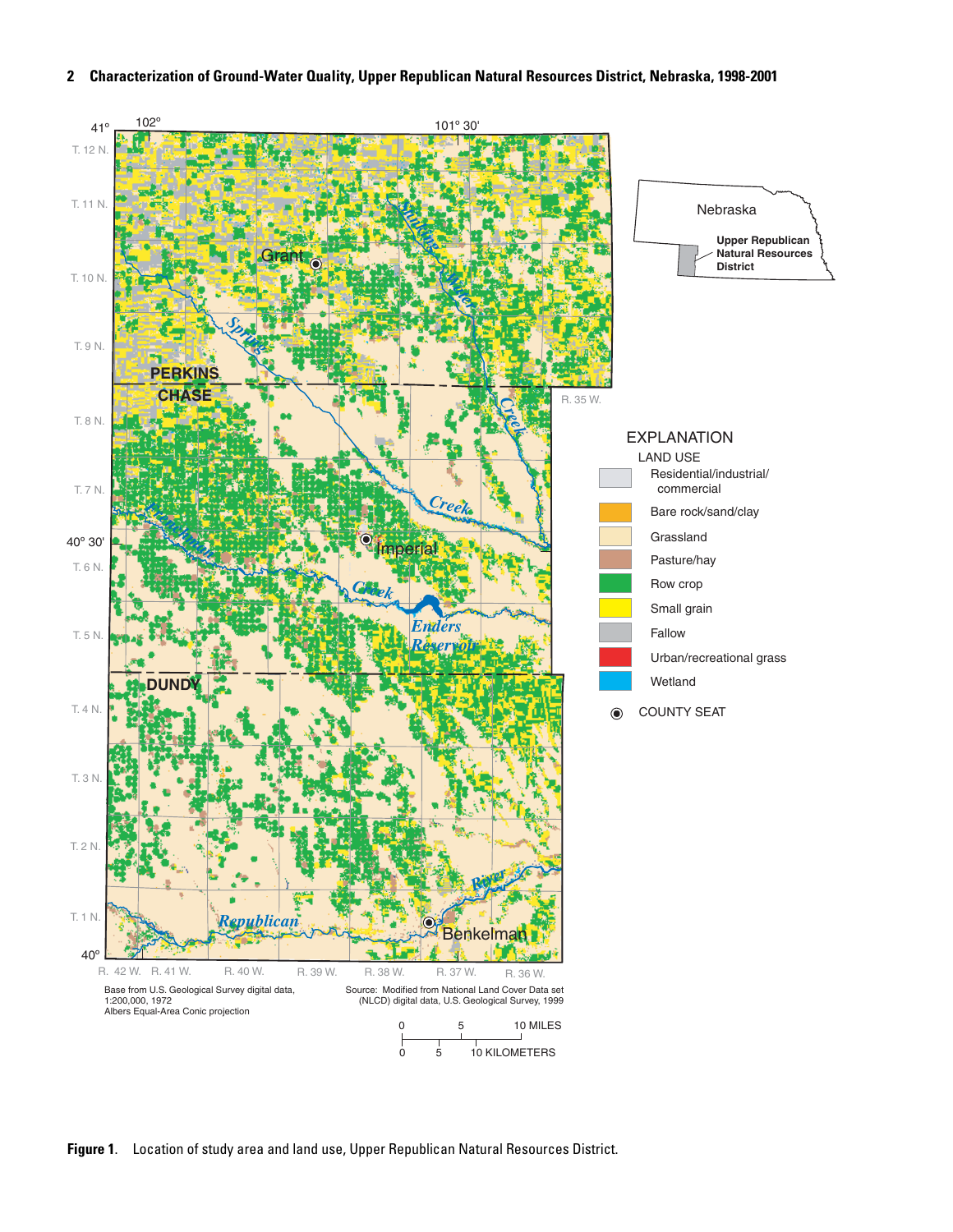**Figure 1.** Location of study area and land use, Upper Republican Natural Resources District.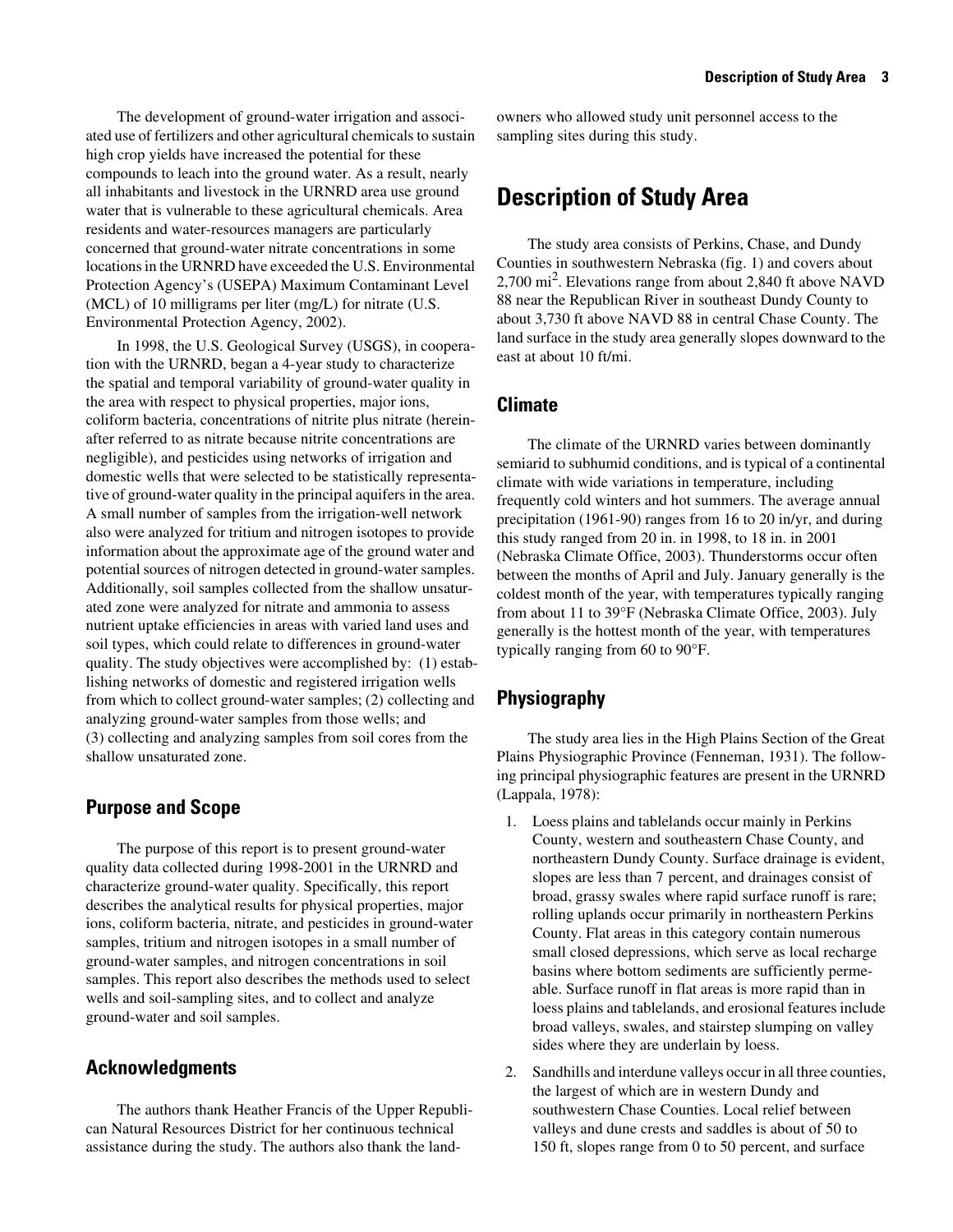The development of ground-water irrigation and associated use of fertilizers and other agricultural chemicals to sustain high crop yields have increased the potential for these compounds to leach into the ground water. As a result, nearly all inhabitants and livestock in the URNRD area use ground water that is vulnerable to these agricultural chemicals. Area residents and water-resources managers are particularly concerned that ground-water nitrate concentrations in some locations in the URNRD have exceeded the U.S. Environmental Protection Agency's (USEPA) Maximum Contaminant Level (MCL) of 10 milligrams per liter (mg/L) for nitrate (U.S. Environmental Protection Agency, 2002).

In 1998, the U.S. Geological Survey (USGS), in cooperation with the URNRD, began a 4-year study to characterize the spatial and temporal variability of ground-water quality in the area with respect to physical properties, major ions, coliform bacteria, concentrations of nitrite plus nitrate (hereinafter referred to as nitrate because nitrite concentrations are negligible), and pesticides using networks of irrigation and domestic wells that were selected to be statistically representative of ground-water quality in the principal aquifers in the area. A small number of samples from the irrigation-well network also were analyzed for tritium and nitrogen isotopes to provide information about the approximate age of the ground water and potential sources of nitrogen detected in ground-water samples. Additionally, soil samples collected from the shallow unsaturated zone were analyzed for nitrate and ammonia to assess nutrient uptake efficiencies in areas with varied land uses and soil types, which could relate to differences in ground-water quality. The study objectives were accomplished by: (1) establishing networks of domestic and registered irrigation wells from which to collect ground-water samples; (2) collecting and analyzing ground-water samples from those wells; and (3) collecting and analyzing samples from soil cores from the shallow unsaturated zone.

## Purpose and Scope

The purpose of this report is to present ground-water quality data collected during 1998-2001 in the URNRD and characterize ground-water quality. Specifically, this report describes the analytical results for physical properties, major ions, coliform bacteria, nitrate, and pesticides in ground-water samples, tritium and nitrogen isotopes in a small number of ground-water samples, and nitrogen concentrations in soil samples. This report also describes the methods used to select wells and soil-sampling sites, and to collect and analyze ground-water and soil samples.

## Acknowledgments

The authors thank Heather Francis of the Upper Republican Natural Resources District for her continuous technical assistance during the study. The authors also thank the landowners who allowed study unit personnel access to the sampling sites during this study.

# Description of Study Area

The study area consists of Perkins, Chase, and Dundy Counties in southwestern Nebraska (fig. 1) and covers about 2,700 $mi^2$. Elevations range from about 2,840 ft above NAVD 88 near the Republican River in southeast Dundy County to about 3,730 ft above NAVD 88 in central Chase County. The land surface in the study area generally slopes downward to the east at about 10 ft/mi.

## Climate

The climate of the URNRD varies between dominantly semiarid to subhumid conditions, and is typical of a continental climate with wide variations in temperature, including frequently cold winters and hot summers. The average annual precipitation (1961-90) ranges from 16 to 20 in/yr, and during this study ranged from 20 in. in 1998, to 18 in. in 2001 (Nebraska Climate Office, 2003). Thunderstorms occur often between the months of April and July. January generally is the coldest month of the year, with temperatures typically ranging from about 11 to 39°F (Nebraska Climate Office, 2003). July generally is the hottest month of the year, with temperatures typically ranging from 60 to 90°F.

## Physiography

The study area lies in the High Plains Section of the Great Plains Physiographic Province (Fenneman, 1931). The following principal physiographic features are present in the URNRD (Lappala, 1978):

1. Loess plains and tablelands occur mainly in Perkins County, western and southeastern Chase County, and northeastern Dundy County. Surface drainage is evident, slopes are less than 7 percent, and drainages consist of broad, grassy swales where rapid surface runoff is rare; rolling uplands occur primarily in northeastern Perkins County. Flat areas in this category contain numerous small closed depressions, which serve as local recharge basins where bottom sediments are sufficiently permeable. Surface runoff in flat areas is more rapid than in loess plains and tablelands, and erosional features include broad valleys, swales, and stairstep slumping on valley sides where they are underlain by loess.
2. Sandhills and interdune valleys occur in all three counties, the largest of which are in western Dundy and southwestern Chase Counties. Local relief between valleys and dune crests and saddles is about of 50 to 150 ft, slopes range from 0 to 50 percent, and surface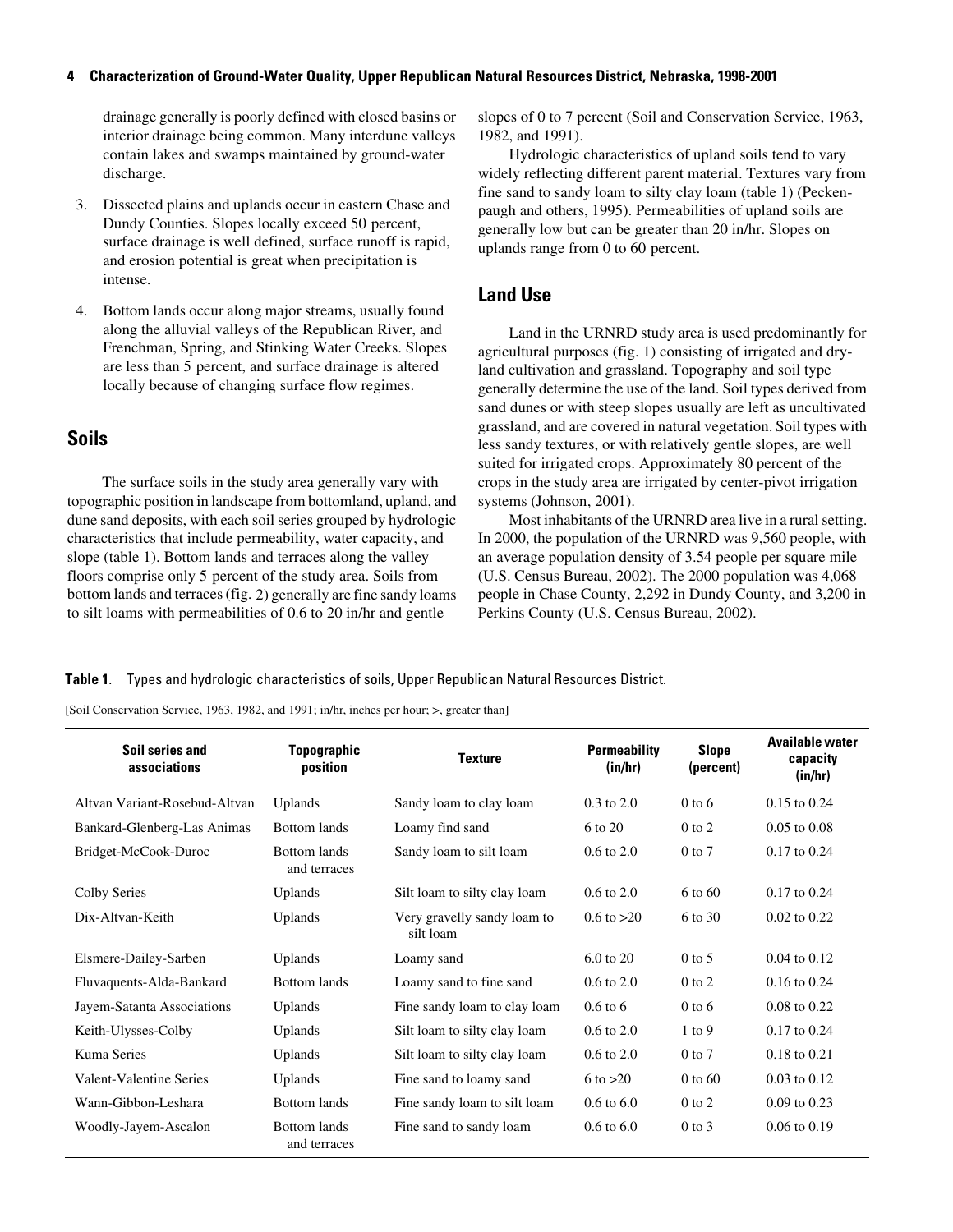drainage generally is poorly defined with closed basins or interior drainage being common. Many interdune valleys contain lakes and swamps maintained by ground-water discharge.

3. Dissected plains and uplands occur in eastern Chase and Dundy Counties. Slopes locally exceed 50 percent, surface drainage is well defined, surface runoff is rapid, and erosion potential is great when precipitation is intense.

4. Bottom lands occur along major streams, usually found along the alluvial valleys of the Republican River, and Frenchman, Spring, and Stinking Water Creeks. Slopes are less than 5 percent, and surface drainage is altered locally because of changing surface flow regimes.

## Soils

The surface soils in the study area generally vary with topographic position in landscape from bottomland, upland, and dune sand deposits, with each soil series grouped by hydrologic characteristics that include permeability, water capacity, and slope (table 1). Bottom lands and terraces along the valley floors comprise only 5 percent of the study area. Soils from bottom lands and terraces (fig. 2) generally are fine sandy loams to silt loams with permeabilities of 0.6 to 20 in/hr and gentle slopes of 0 to 7 percent (Soil and Conservation Service, 1963, 1982, and 1991).

Hydrologic characteristics of upland soils tend to vary widely reflecting different parent material. Textures vary from fine sand to sandy loam to silty clay loam (table 1) (Peckenpaugh and others, 1995). Permeabilities of upland soils are generally low but can be greater than 20 in/hr. Slopes on uplands range from 0 to 60 percent.

## Land Use

Land in the URNRD study area is used predominantly for agricultural purposes (fig. 1) consisting of irrigated and dryland cultivation and grassland. Topography and soil type generally determine the use of the land. Soil types derived from sand dunes or with steep slopes usually are left as uncultivated grassland, and are covered in natural vegetation. Soil types with less sandy textures, or with relatively gentle slopes, are well suited for irrigated crops. Approximately 80 percent of the crops in the study area are irrigated by center-pivot irrigation systems (Johnson, 2001).

Most inhabitants of the URNRD area live in a rural setting. In 2000, the population of the URNRD was 9,560 people, with an average population density of 3.54 people per square mile (U.S. Census Bureau, 2002). The 2000 population was 4,068 people in Chase County, 2,292 in Dundy County, and 3,200 in Perkins County (U.S. Census Bureau, 2002).

**Table 1**. Types and hydrologic characteristics of soils, Upper Republican Natural Resources District.

[Soil Conservation Service, 1963, 1982, and 1991; in/hr, inches per hour; >, greater than]

| Soil series and associations | Topographic position | Texture | Permeability (in/hr) | Slope (percent) | Available water capacity (in/hr) |
|---|---|---|---|---|---|
| Altvan Variant-Rosebud-Altvan | Uplands | Sandy loam to clay loam | 0.3 to 2.0 | 0 to 6 | 0.15 to 0.24 |
| Bankard-Glenberg-Las Animas | Bottom lands | Loamy find sand | 6 to 20 | 0 to 2 | 0.05 to 0.08 |
| Bridget-McCook-Duroc | Bottom lands and terraces | Sandy loam to silt loam | 0.6 to 2.0 | 0 to 7 | 0.17 to 0.24 |
| Colby Series | Uplands | Silt loam to silty clay loam | 0.6 to 2.0 | 6 to 60 | 0.17 to 0.24 |
| Dix-Altvan-Keith | Uplands | Very gravelly sandy loam to silt loam | 0.6 to >20 | 6 to 30 | 0.02 to 0.22 |
| Elsmere-Dailey-Sarben | Uplands | Loamy sand | 6.0 to 20 | 0 to 5 | 0.04 to 0.12 |
| Fluvaquents-Alda-Bankard | Bottom lands | Loamy sand to fine sand | 0.6 to 2.0 | 0 to 2 | 0.16 to 0.24 |
| Jayem-Satanta Associations | Uplands | Fine sandy loam to clay loam | 0.6 to 6 | 0 to 6 | 0.08 to 0.22 |
| Keith-Ulysses-Colby | Uplands | Silt loam to silty clay loam | 0.6 to 2.0 | 1 to 9 | 0.17 to 0.24 |
| Kuma Series | Uplands | Silt loam to silty clay loam | 0.6 to 2.0 | 0 to 7 | 0.18 to 0.21 |
| Valent-Valentine Series | Uplands | Fine sand to loamy sand | 6 to >20 | 0 to 60 | 0.03 to 0.12 |
| Wann-Gibbon-Leshara | Bottom lands | Fine sandy loam to silt loam | 0.6 to 6.0 | 0 to 2 | 0.09 to 0.23 |
| Woodly-Jayem-Ascalon | Bottom lands and terraces | Fine sand to sandy loam | 0.6 to 6.0 | 0 to 3 | 0.06 to 0.19 |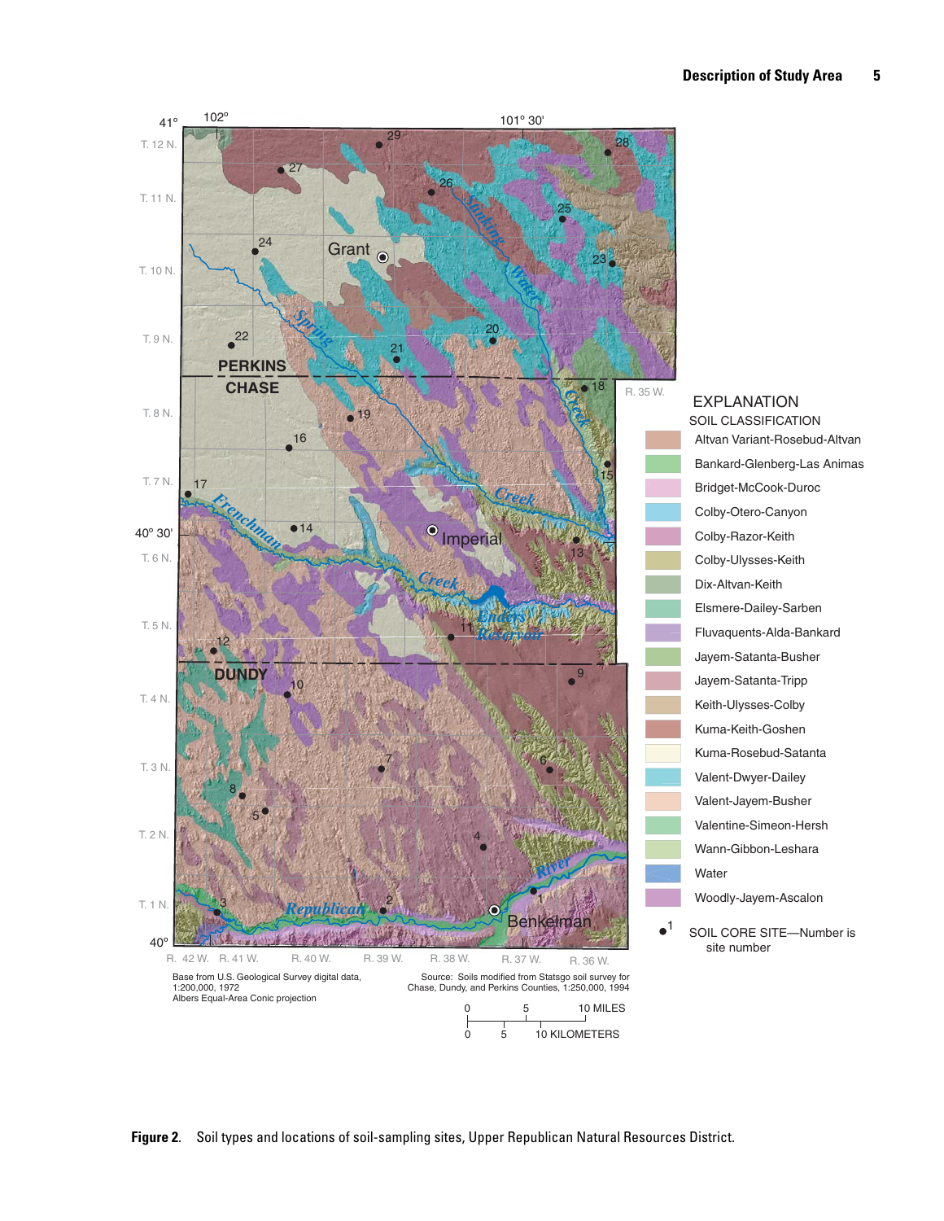**Figure 2.** Soil types and locations of soil-sampling sites, Upper Republican Natural Resources District.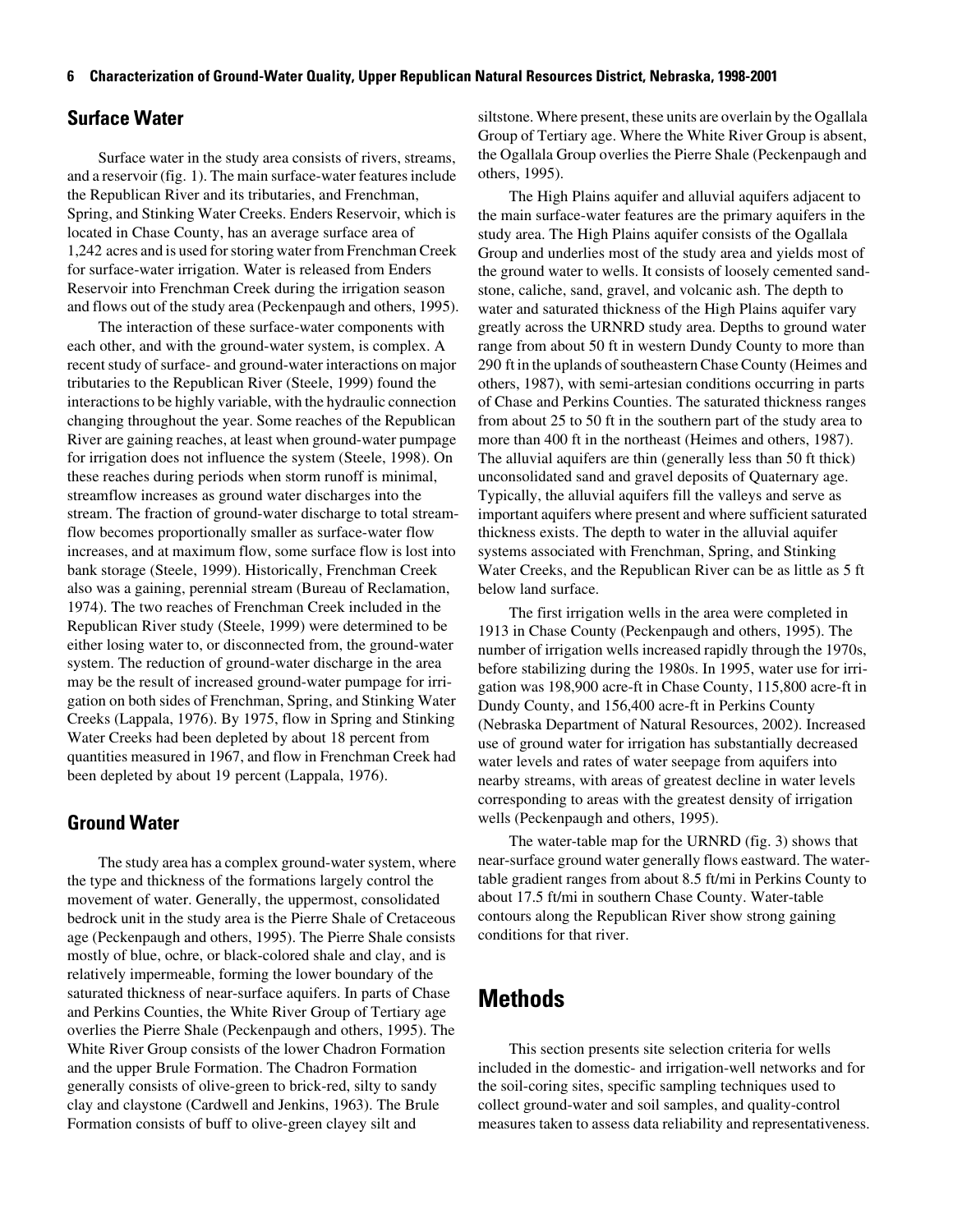## Surface Water

Surface water in the study area consists of rivers, streams, and a reservoir (fig. 1). The main surface-water features include the Republican River and its tributaries, and Frenchman, Spring, and Stinking Water Creeks. Enders Reservoir, which is located in Chase County, has an average surface area of 1,242 acres and is used for storing water from Frenchman Creek for surface-water irrigation. Water is released from Enders Reservoir into Frenchman Creek during the irrigation season and flows out of the study area (Peckenpaugh and others, 1995).

The interaction of these surface-water components with each other, and with the ground-water system, is complex. A recent study of surface- and ground-water interactions on major tributaries to the Republican River (Steele, 1999) found the interactions to be highly variable, with the hydraulic connection changing throughout the year. Some reaches of the Republican River are gaining reaches, at least when ground-water pumpage for irrigation does not influence the system (Steele, 1998). On these reaches during periods when storm runoff is minimal, streamflow increases as ground water discharges into the stream. The fraction of ground-water discharge to total streamflow becomes proportionally smaller as surface-water flow increases, and at maximum flow, some surface flow is lost into bank storage (Steele, 1999). Historically, Frenchman Creek also was a gaining, perennial stream (Bureau of Reclamation, 1974). The two reaches of Frenchman Creek included in the Republican River study (Steele, 1999) were determined to be either losing water to, or disconnected from, the ground-water system. The reduction of ground-water discharge in the area may be the result of increased ground-water pumpage for irrigation on both sides of Frenchman, Spring, and Stinking Water Creeks (Lappala, 1976). By 1975, flow in Spring and Stinking Water Creeks had been depleted by about 18 percent from quantities measured in 1967, and flow in Frenchman Creek had been depleted by about 19 percent (Lappala, 1976).

## Ground Water

The study area has a complex ground-water system, where the type and thickness of the formations largely control the movement of water. Generally, the uppermost, consolidated bedrock unit in the study area is the Pierre Shale of Cretaceous age (Peckenpaugh and others, 1995). The Pierre Shale consists mostly of blue, ochre, or black-colored shale and clay, and is relatively impermeable, forming the lower boundary of the saturated thickness of near-surface aquifers. In parts of Chase and Perkins Counties, the White River Group of Tertiary age overlies the Pierre Shale (Peckenpaugh and others, 1995). The White River Group consists of the lower Chadron Formation and the upper Brule Formation. The Chadron Formation generally consists of olive-green to brick-red, silty to sandy clay and claystone (Cardwell and Jenkins, 1963). The Brule Formation consists of buff to olive-green clayey silt and siltstone. Where present, these units are overlain by the Ogallala Group of Tertiary age. Where the White River Group is absent, the Ogallala Group overlies the Pierre Shale (Peckenpaugh and others, 1995).

The High Plains aquifer and alluvial aquifers adjacent to the main surface-water features are the primary aquifers in the study area. The High Plains aquifer consists of the Ogallala Group and underlies most of the study area and yields most of the ground water to wells. It consists of loosely cemented sandstone, caliche, sand, gravel, and volcanic ash. The depth to water and saturated thickness of the High Plains aquifer vary greatly across the URNRD study area. Depths to ground water range from about 50 ft in western Dundy County to more than 290 ft in the uplands of southeastern Chase County (Heimes and others, 1987), with semi-artesian conditions occurring in parts of Chase and Perkins Counties. The saturated thickness ranges from about 25 to 50 ft in the southern part of the study area to more than 400 ft in the northeast (Heimes and others, 1987). The alluvial aquifers are thin (generally less than 50 ft thick) unconsolidated sand and gravel deposits of Quaternary age. Typically, the alluvial aquifers fill the valleys and serve as important aquifers where present and where sufficient saturated thickness exists. The depth to water in the alluvial aquifer systems associated with Frenchman, Spring, and Stinking Water Creeks, and the Republican River can be as little as 5 ft below land surface.

The first irrigation wells in the area were completed in 1913 in Chase County (Peckenpaugh and others, 1995). The number of irrigation wells increased rapidly through the 1970s, before stabilizing during the 1980s. In 1995, water use for irrigation was 198,900 acre-ft in Chase County, 115,800 acre-ft in Dundy County, and 156,400 acre-ft in Perkins County (Nebraska Department of Natural Resources, 2002). Increased use of ground water for irrigation has substantially decreased water levels and rates of water seepage from aquifers into nearby streams, with areas of greatest decline in water levels corresponding to areas with the greatest density of irrigation wells (Peckenpaugh and others, 1995).

The water-table map for the URNRD (fig. 3) shows that near-surface ground water generally flows eastward. The water-table gradient ranges from about 8.5 ft/mi in Perkins County to about 17.5 ft/mi in southern Chase County. Water-table contours along the Republican River show strong gaining conditions for that river.

# Methods

This section presents site selection criteria for wells included in the domestic- and irrigation-well networks and for the soil-coring sites, specific sampling techniques used to collect ground-water and soil samples, and quality-control measures taken to assess data reliability and representativeness.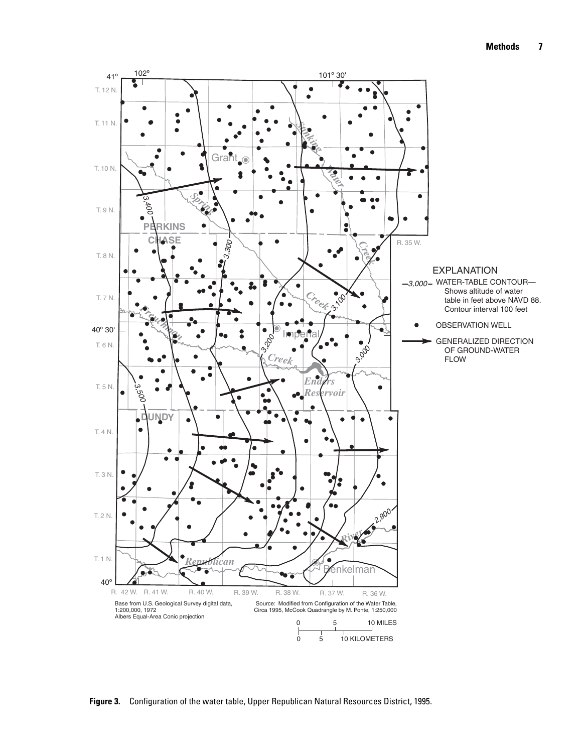**Figure 3.** Configuration of the water table, Upper Republican Natural Resources District, 1995.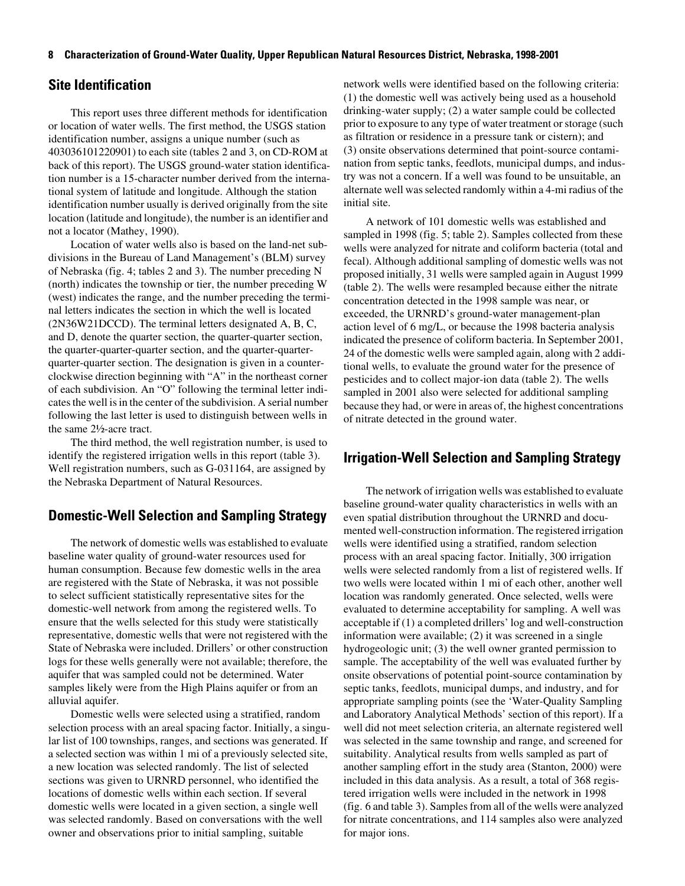## Site Identification

This report uses three different methods for identification or location of water wells. The first method, the USGS station identification number, assigns a unique number (such as 403036101220901) to each site (tables 2 and 3, on CD-ROM at back of this report). The USGS ground-water station identification number is a 15-character number derived from the international system of latitude and longitude. Although the station identification number usually is derived originally from the site location (latitude and longitude), the number is an identifier and not a locator (Mathey, 1990).

Location of water wells also is based on the land-net subdivisions in the Bureau of Land Management's (BLM) survey of Nebraska (fig. 4; tables 2 and 3). The number preceding N (north) indicates the township or tier, the number preceding W (west) indicates the range, and the number preceding the terminal letters indicates the section in which the well is located (2N36W21DCCD). The terminal letters designated A, B, C, and D, denote the quarter section, the quarter-quarter section, the quarter-quarter-quarter section, and the quarter-quarter-quarter-quarter section. The designation is given in a counter-clockwise direction beginning with "A" in the northeast corner of each subdivision. An "O" following the terminal letter indicates the well is in the center of the subdivision. A serial number following the last letter is used to distinguish between wells in the same 2½-acre tract.

The third method, the well registration number, is used to identify the registered irrigation wells in this report (table 3). Well registration numbers, such as G-031164, are assigned by the Nebraska Department of Natural Resources.

## Domestic-Well Selection and Sampling Strategy

The network of domestic wells was established to evaluate baseline water quality of ground-water resources used for human consumption. Because few domestic wells in the area are registered with the State of Nebraska, it was not possible to select sufficient statistically representative sites for the domestic-well network from among the registered wells. To ensure that the wells selected for this study were statistically representative, domestic wells that were not registered with the State of Nebraska were included. Drillers' or other construction logs for these wells generally were not available; therefore, the aquifer that was sampled could not be determined. Water samples likely were from the High Plains aquifer or from an alluvial aquifer.

Domestic wells were selected using a stratified, random selection process with an areal spacing factor. Initially, a singular list of 100 townships, ranges, and sections was generated. If a selected section was within 1 mi of a previously selected site, a new location was selected randomly. The list of selected sections was given to URNRD personnel, who identified the locations of domestic wells within each section. If several domestic wells were located in a given section, a single well was selected randomly. Based on conversations with the well owner and observations prior to initial sampling, suitable network wells were identified based on the following criteria: (1) the domestic well was actively being used as a household drinking-water supply; (2) a water sample could be collected prior to exposure to any type of water treatment or storage (such as filtration or residence in a pressure tank or cistern); and (3) onsite observations determined that point-source contamination from septic tanks, feedlots, municipal dumps, and industry was not a concern. If a well was found to be unsuitable, an alternate well was selected randomly within a 4-mi radius of the initial site.

A network of 101 domestic wells was established and sampled in 1998 (fig. 5; table 2). Samples collected from these wells were analyzed for nitrate and coliform bacteria (total and fecal). Although additional sampling of domestic wells was not proposed initially, 31 wells were sampled again in August 1999 (table 2). The wells were resampled because either the nitrate concentration detected in the 1998 sample was near, or exceeded, the URNRD's ground-water management-plan action level of 6 mg/L, or because the 1998 bacteria analysis indicated the presence of coliform bacteria. In September 2001, 24 of the domestic wells were sampled again, along with 2 additional wells, to evaluate the ground water for the presence of pesticides and to collect major-ion data (table 2). The wells sampled in 2001 also were selected for additional sampling because they had, or were in areas of, the highest concentrations of nitrate detected in the ground water.

## Irrigation-Well Selection and Sampling Strategy

The network of irrigation wells was established to evaluate baseline ground-water quality characteristics in wells with an even spatial distribution throughout the URNRD and documented well-construction information. The registered irrigation wells were identified using a stratified, random selection process with an areal spacing factor. Initially, 300 irrigation wells were selected randomly from a list of registered wells. If two wells were located within 1 mi of each other, another well location was randomly generated. Once selected, wells were evaluated to determine acceptability for sampling. A well was acceptable if (1) a completed drillers' log and well-construction information were available; (2) it was screened in a single hydrogeologic unit; (3) the well owner granted permission to sample. The acceptability of the well was evaluated further by onsite observations of potential point-source contamination by septic tanks, feedlots, municipal dumps, and industry, and for appropriate sampling points (see the 'Water-Quality Sampling and Laboratory Analytical Methods' section of this report). If a well did not meet selection criteria, an alternate registered well was selected in the same township and range, and screened for suitability. Analytical results from wells sampled as part of another sampling effort in the study area (Stanton, 2000) were included in this data analysis. As a result, a total of 368 registered irrigation wells were included in the network in 1998 (fig. 6 and table 3). Samples from all of the wells were analyzed for nitrate concentrations, and 114 samples also were analyzed for major ions.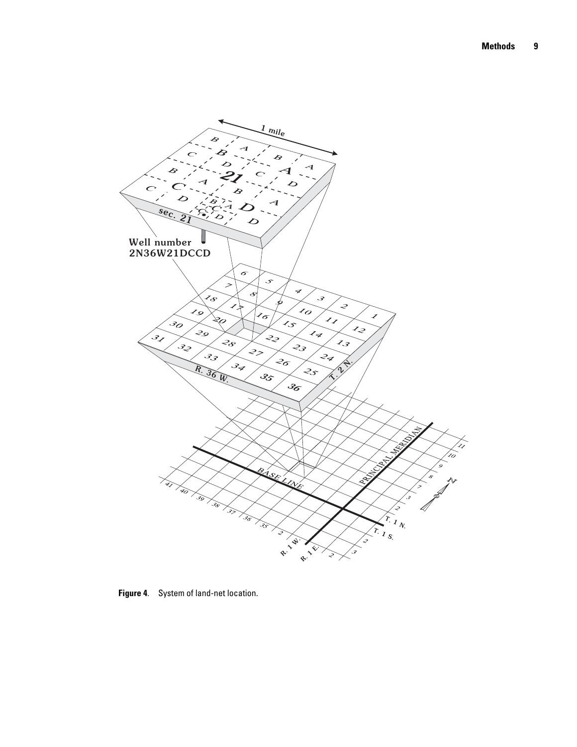Figure 4. System of land-net location.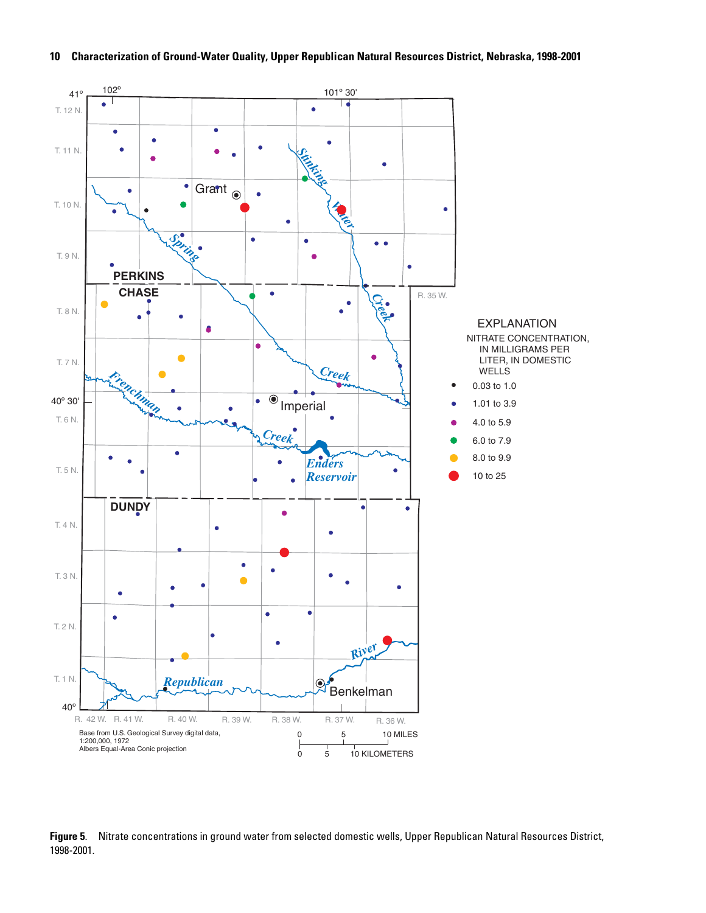Figure 5. Nitrate concentrations in ground water from selected domestic wells, Upper Republican Natural Resources District, 1998-2001.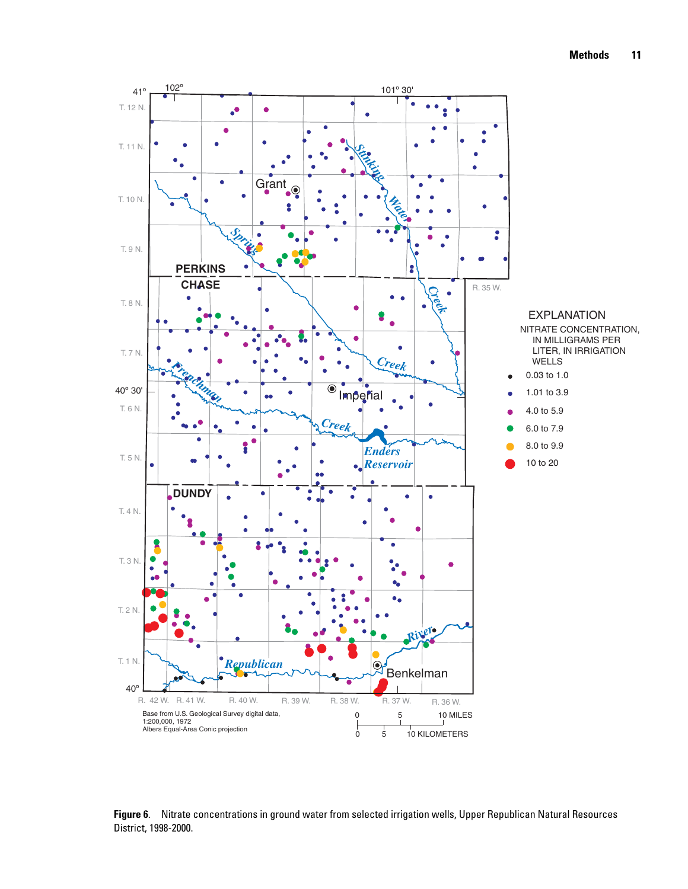Figure 6. Nitrate concentrations in ground water from selected irrigation wells, Upper Republican Natural Resources District, 1998-2000.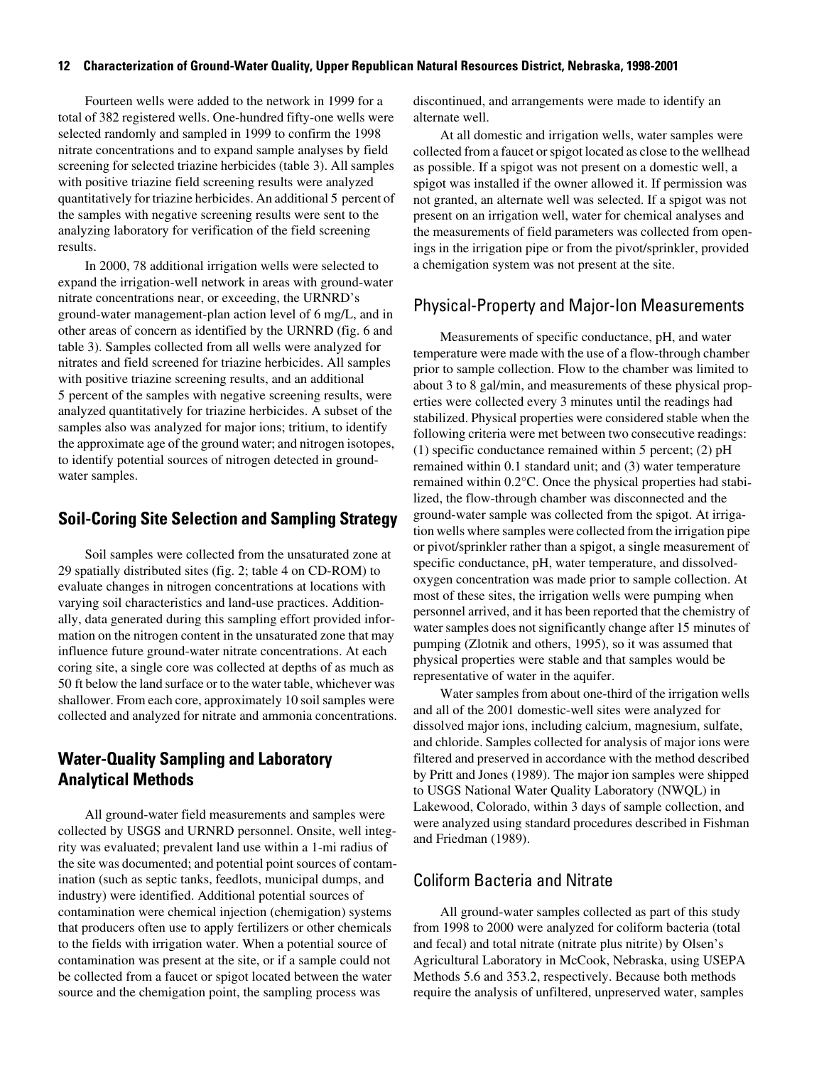Fourteen wells were added to the network in 1999 for a total of 382 registered wells. One-hundred fifty-one wells were selected randomly and sampled in 1999 to confirm the 1998 nitrate concentrations and to expand sample analyses by field screening for selected triazine herbicides (table 3). All samples with positive triazine field screening results were analyzed quantitatively for triazine herbicides. An additional 5 percent of the samples with negative screening results were sent to the analyzing laboratory for verification of the field screening results.

In 2000, 78 additional irrigation wells were selected to expand the irrigation-well network in areas with ground-water nitrate concentrations near, or exceeding, the URNRD's ground-water management-plan action level of 6 mg/L, and in other areas of concern as identified by the URNRD (fig. 6 and table 3). Samples collected from all wells were analyzed for nitrates and field screened for triazine herbicides. All samples with positive triazine screening results, and an additional 5 percent of the samples with negative screening results, were analyzed quantitatively for triazine herbicides. A subset of the samples also was analyzed for major ions; tritium, to identify the approximate age of the ground water; and nitrogen isotopes, to identify potential sources of nitrogen detected in ground-water samples.

## Soil-Coring Site Selection and Sampling Strategy

Soil samples were collected from the unsaturated zone at 29 spatially distributed sites (fig. 2; table 4 on CD-ROM) to evaluate changes in nitrogen concentrations at locations with varying soil characteristics and land-use practices. Additionally, data generated during this sampling effort provided information on the nitrogen content in the unsaturated zone that may influence future ground-water nitrate concentrations. At each coring site, a single core was collected at depths of as much as 50 ft below the land surface or to the water table, whichever was shallower. From each core, approximately 10 soil samples were collected and analyzed for nitrate and ammonia concentrations.

## Water-Quality Sampling and Laboratory Analytical Methods

All ground-water field measurements and samples were collected by USGS and URNRD personnel. Onsite, well integrity was evaluated; prevalent land use within a 1-mi radius of the site was documented; and potential point sources of contamination (such as septic tanks, feedlots, municipal dumps, and industry) were identified. Additional potential sources of contamination were chemical injection (chemigation) systems that producers often use to apply fertilizers or other chemicals to the fields with irrigation water. When a potential source of contamination was present at the site, or if a sample could not be collected from a faucet or spigot located between the water source and the chemigation point, the sampling process was discontinued, and arrangements were made to identify an alternate well.

At all domestic and irrigation wells, water samples were collected from a faucet or spigot located as close to the wellhead as possible. If a spigot was not present on a domestic well, a spigot was installed if the owner allowed it. If permission was not granted, an alternate well was selected. If a spigot was not present on an irrigation well, water for chemical analyses and the measurements of field parameters was collected from openings in the irrigation pipe or from the pivot/sprinkler, provided a chemigation system was not present at the site.

### Physical-Property and Major-Ion Measurements

Measurements of specific conductance, pH, and water temperature were made with the use of a flow-through chamber prior to sample collection. Flow to the chamber was limited to about 3 to 8 gal/min, and measurements of these physical properties were collected every 3 minutes until the readings had stabilized. Physical properties were considered stable when the following criteria were met between two consecutive readings: (1) specific conductance remained within 5 percent; (2) pH remained within 0.1 standard unit; and (3) water temperature remained within 0.2°C. Once the physical properties had stabilized, the flow-through chamber was disconnected and the ground-water sample was collected from the spigot. At irrigation wells where samples were collected from the irrigation pipe or pivot/sprinkler rather than a spigot, a single measurement of specific conductance, pH, water temperature, and dissolved-oxygen concentration was made prior to sample collection. At most of these sites, the irrigation wells were pumping when personnel arrived, and it has been reported that the chemistry of water samples does not significantly change after 15 minutes of pumping (Zlotnik and others, 1995), so it was assumed that physical properties were stable and that samples would be representative of water in the aquifer.

Water samples from about one-third of the irrigation wells and all of the 2001 domestic-well sites were analyzed for dissolved major ions, including calcium, magnesium, sulfate, and chloride. Samples collected for analysis of major ions were filtered and preserved in accordance with the method described by Pritt and Jones (1989). The major ion samples were shipped to USGS National Water Quality Laboratory (NWQL) in Lakewood, Colorado, within 3 days of sample collection, and were analyzed using standard procedures described in Fishman and Friedman (1989).

### Coliform Bacteria and Nitrate

All ground-water samples collected as part of this study from 1998 to 2000 were analyzed for coliform bacteria (total and fecal) and total nitrate (nitrate plus nitrite) by Olsen's Agricultural Laboratory in McCook, Nebraska, using USEPA Methods 5.6 and 353.2, respectively. Because both methods require the analysis of unfiltered, unpreserved water, samples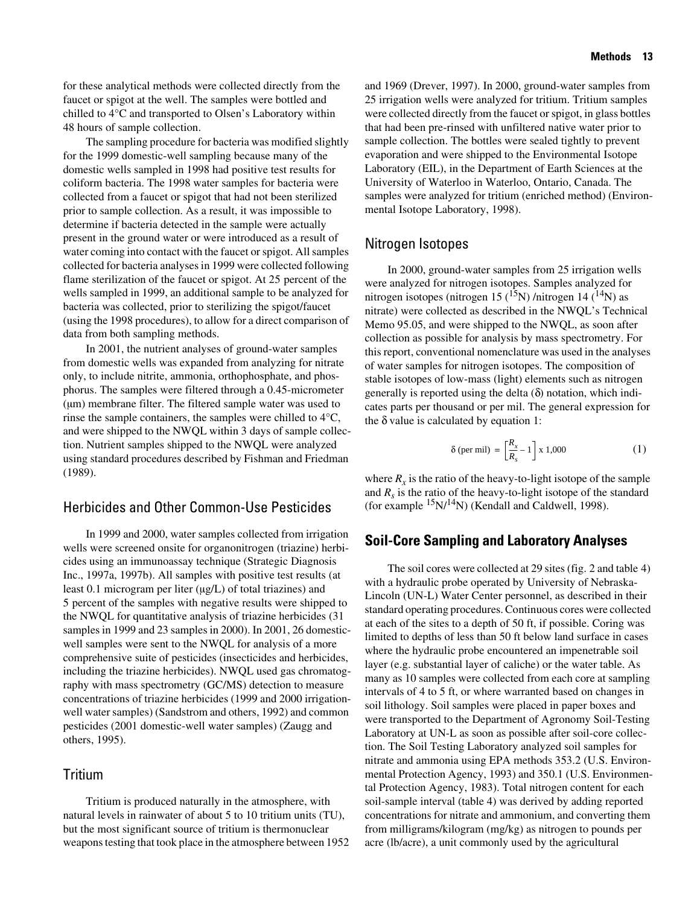for these analytical methods were collected directly from the faucet or spigot at the well. The samples were bottled and chilled to 4°C and transported to Olsen's Laboratory within 48 hours of sample collection.

The sampling procedure for bacteria was modified slightly for the 1999 domestic-well sampling because many of the domestic wells sampled in 1998 had positive test results for coliform bacteria. The 1998 water samples for bacteria were collected from a faucet or spigot that had not been sterilized prior to sample collection. As a result, it was impossible to determine if bacteria detected in the sample were actually present in the ground water or were introduced as a result of water coming into contact with the faucet or spigot. All samples collected for bacteria analyses in 1999 were collected following flame sterilization of the faucet or spigot. At 25 percent of the wells sampled in 1999, an additional sample to be analyzed for bacteria was collected, prior to sterilizing the spigot/faucet (using the 1998 procedures), to allow for a direct comparison of data from both sampling methods.

In 2001, the nutrient analyses of ground-water samples from domestic wells was expanded from analyzing for nitrate only, to include nitrite, ammonia, orthophosphate, and phosphorus. The samples were filtered through a 0.45-micrometer (μm) membrane filter. The filtered sample water was used to rinse the sample containers, the samples were chilled to 4°C, and were shipped to the NWQL within 3 days of sample collection. Nutrient samples shipped to the NWQL were analyzed using standard procedures described by Fishman and Friedman (1989).

## Herbicides and Other Common-Use Pesticides

In 1999 and 2000, water samples collected from irrigation wells were screened onsite for organonitrogen (triazine) herbicides using an immunoassay technique (Strategic Diagnosis Inc., 1997a, 1997b). All samples with positive test results (at least 0.1 microgram per liter (μg/L) of total triazines) and 5 percent of the samples with negative results were shipped to the NWQL for quantitative analysis of triazine herbicides (31 samples in 1999 and 23 samples in 2000). In 2001, 26 domestic-well samples were sent to the NWQL for analysis of a more comprehensive suite of pesticides (insecticides and herbicides, including the triazine herbicides). NWQL used gas chromatography with mass spectrometry (GC/MS) detection to measure concentrations of triazine herbicides (1999 and 2000 irrigation-well water samples) (Sandstrom and others, 1992) and common pesticides (2001 domestic-well water samples) (Zaugg and others, 1995).

## Tritium

Tritium is produced naturally in the atmosphere, with natural levels in rainwater of about 5 to 10 tritium units (TU), but the most significant source of tritium is thermonuclear weapons testing that took place in the atmosphere between 1952 and 1969 (Drever, 1997). In 2000, ground-water samples from 25 irrigation wells were analyzed for tritium. Tritium samples were collected directly from the faucet or spigot, in glass bottles that had been pre-rinsed with unfiltered native water prior to sample collection. The bottles were sealed tightly to prevent evaporation and were shipped to the Environmental Isotope Laboratory (EIL), in the Department of Earth Sciences at the University of Waterloo in Waterloo, Ontario, Canada. The samples were analyzed for tritium (enriched method) (Environmental Isotope Laboratory, 1998).

## Nitrogen Isotopes

In 2000, ground-water samples from 25 irrigation wells were analyzed for nitrogen isotopes. Samples analyzed for nitrogen isotopes (nitrogen 15 ($^{15}N$) /nitrogen 14 ($^{14}N$) as nitrate) were collected as described in the NWQL's Technical Memo 95.05, and were shipped to the NWQL, as soon after collection as possible for analysis by mass spectrometry. For this report, conventional nomenclature was used in the analyses of water samples for nitrogen isotopes. The composition of stable isotopes of low-mass (light) elements such as nitrogen generally is reported using the delta ($\delta$) notation, which indicates parts per thousand or per mil. The general expression for the $\delta$ value is calculated by equation 1:

$$\delta \text{ (per mil)} = \left[\frac{R_x}{R_s} - 1\right] \times 1{,}000 \qquad (1)$$

where $R_x$ is the ratio of the heavy-to-light isotope of the sample and $R_s$ is the ratio of the heavy-to-light isotope of the standard (for example $^{15}N/^{14}N$) (Kendall and Caldwell, 1998).

# Soil-Core Sampling and Laboratory Analyses

The soil cores were collected at 29 sites (fig. 2 and table 4) with a hydraulic probe operated by University of Nebraska-Lincoln (UN-L) Water Center personnel, as described in their standard operating procedures. Continuous cores were collected at each of the sites to a depth of 50 ft, if possible. Coring was limited to depths of less than 50 ft below land surface in cases where the hydraulic probe encountered an impenetrable soil layer (e.g. substantial layer of caliche) or the water table. As many as 10 samples were collected from each core at sampling intervals of 4 to 5 ft, or where warranted based on changes in soil lithology. Soil samples were placed in paper boxes and were transported to the Department of Agronomy Soil-Testing Laboratory at UN-L as soon as possible after soil-core collection. The Soil Testing Laboratory analyzed soil samples for nitrate and ammonia using EPA methods 353.2 (U.S. Environmental Protection Agency, 1993) and 350.1 (U.S. Environmental Protection Agency, 1983). Total nitrogen content for each soil-sample interval (table 4) was derived by adding reported concentrations for nitrate and ammonium, and converting them from milligrams/kilogram (mg/kg) as nitrogen to pounds per acre (lb/acre), a unit commonly used by the agricultural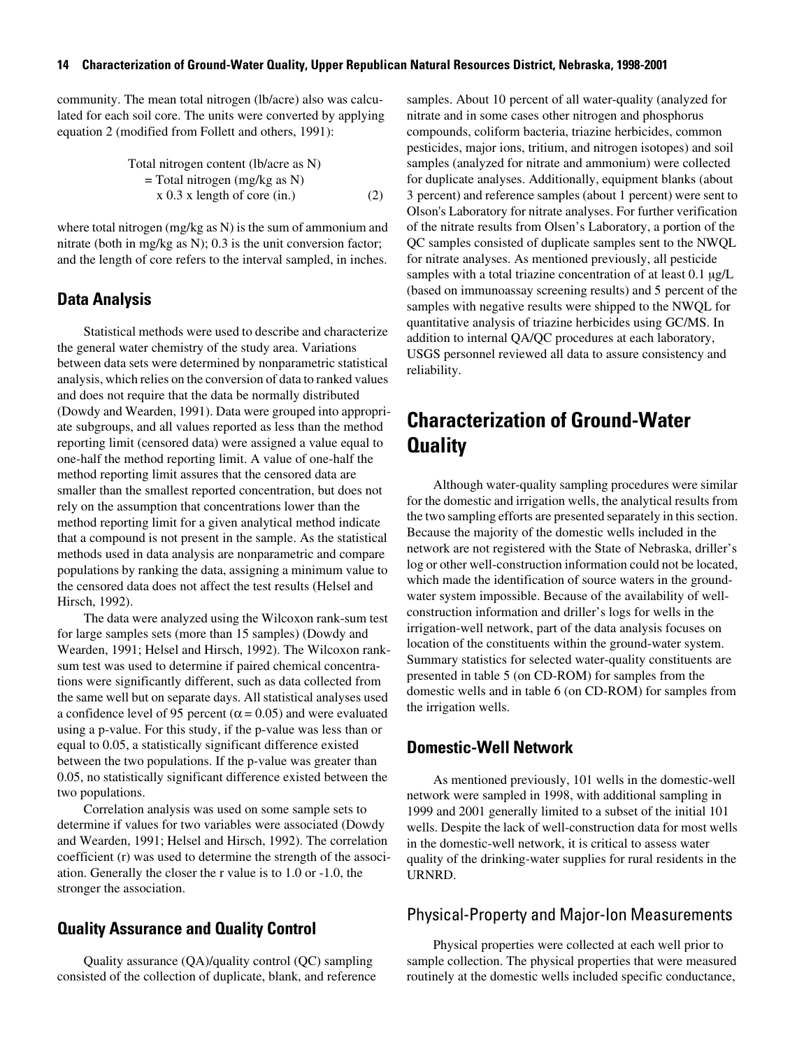community. The mean total nitrogen (lb/acre) also was calculated for each soil core. The units were converted by applying equation 2 (modified from Follett and others, 1991):

$$\text{Total nitrogen content (lb/acre as N)} = \text{Total nitrogen (mg/kg as N)} \times 0.3 \times \text{length of core (in.)} \qquad (2)$$

where total nitrogen (mg/kg as N) is the sum of ammonium and nitrate (both in mg/kg as N); 0.3 is the unit conversion factor; and the length of core refers to the interval sampled, in inches.

### Data Analysis

Statistical methods were used to describe and characterize the general water chemistry of the study area. Variations between data sets were determined by nonparametric statistical analysis, which relies on the conversion of data to ranked values and does not require that the data be normally distributed (Dowdy and Wearden, 1991). Data were grouped into appropriate subgroups, and all values reported as less than the method reporting limit (censored data) were assigned a value equal to one-half the method reporting limit. A value of one-half the method reporting limit assures that the censored data are smaller than the smallest reported concentration, but does not rely on the assumption that concentrations lower than the method reporting limit for a given analytical method indicate that a compound is not present in the sample. As the statistical methods used in data analysis are nonparametric and compare populations by ranking the data, assigning a minimum value to the censored data does not affect the test results (Helsel and Hirsch, 1992).

The data were analyzed using the Wilcoxon rank-sum test for large samples sets (more than 15 samples) (Dowdy and Wearden, 1991; Helsel and Hirsch, 1992). The Wilcoxon rank-sum test was used to determine if paired chemical concentrations were significantly different, such as data collected from the same well but on separate days. All statistical analyses used a confidence level of 95 percent ($\alpha = 0.05$) and were evaluated using a p-value. For this study, if the p-value was less than or equal to 0.05, a statistically significant difference existed between the two populations. If the p-value was greater than 0.05, no statistically significant difference existed between the two populations.

Correlation analysis was used on some sample sets to determine if values for two variables were associated (Dowdy and Wearden, 1991; Helsel and Hirsch, 1992). The correlation coefficient (r) was used to determine the strength of the association. Generally the closer the r value is to 1.0 or -1.0, the stronger the association.

### Quality Assurance and Quality Control

Quality assurance (QA)/quality control (QC) sampling consisted of the collection of duplicate, blank, and reference samples. About 10 percent of all water-quality (analyzed for nitrate and in some cases other nitrogen and phosphorus compounds, coliform bacteria, triazine herbicides, common pesticides, major ions, tritium, and nitrogen isotopes) and soil samples (analyzed for nitrate and ammonium) were collected for duplicate analyses. Additionally, equipment blanks (about 3 percent) and reference samples (about 1 percent) were sent to Olson's Laboratory for nitrate analyses. For further verification of the nitrate results from Olsen's Laboratory, a portion of the QC samples consisted of duplicate samples sent to the NWQL for nitrate analyses. As mentioned previously, all pesticide samples with a total triazine concentration of at least 0.1 µg/L (based on immunoassay screening results) and 5 percent of the samples with negative results were shipped to the NWQL for quantitative analysis of triazine herbicides using GC/MS. In addition to internal QA/QC procedures at each laboratory, USGS personnel reviewed all data to assure consistency and reliability.

## Characterization of Ground-Water Quality

Although water-quality sampling procedures were similar for the domestic and irrigation wells, the analytical results from the two sampling efforts are presented separately in this section. Because the majority of the domestic wells included in the network are not registered with the State of Nebraska, driller's log or other well-construction information could not be located, which made the identification of source waters in the ground-water system impossible. Because of the availability of well-construction information and driller's logs for wells in the irrigation-well network, part of the data analysis focuses on location of the constituents within the ground-water system. Summary statistics for selected water-quality constituents are presented in table 5 (on CD-ROM) for samples from the domestic wells and in table 6 (on CD-ROM) for samples from the irrigation wells.

### Domestic-Well Network

As mentioned previously, 101 wells in the domestic-well network were sampled in 1998, with additional sampling in 1999 and 2001 generally limited to a subset of the initial 101 wells. Despite the lack of well-construction data for most wells in the domestic-well network, it is critical to assess water quality of the drinking-water supplies for rural residents in the URNRD.

#### Physical-Property and Major-Ion Measurements

Physical properties were collected at each well prior to sample collection. The physical properties that were measured routinely at the domestic wells included specific conductance,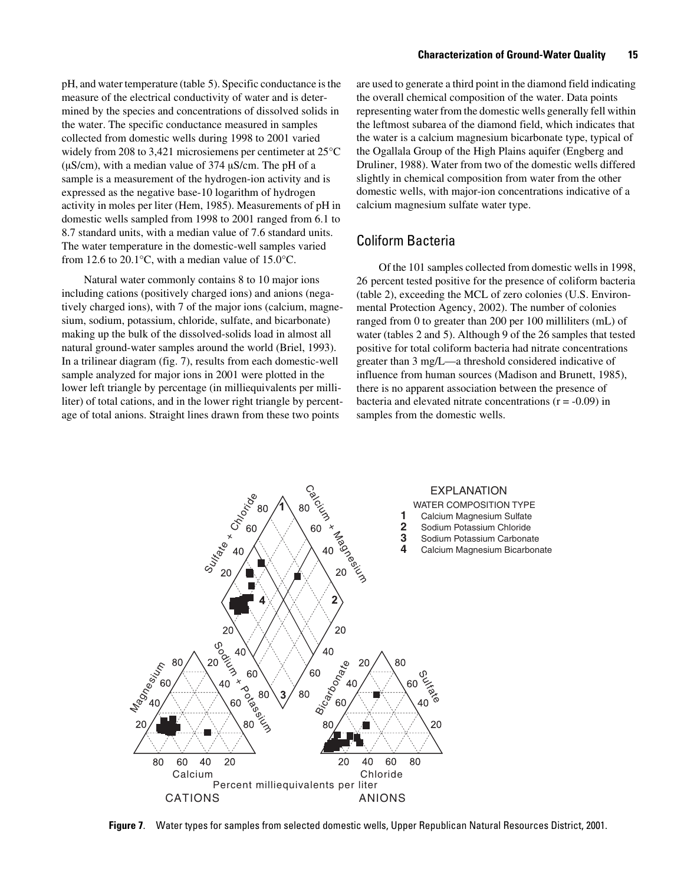pH, and water temperature (table 5). Specific conductance is the measure of the electrical conductivity of water and is determined by the species and concentrations of dissolved solids in the water. The specific conductance measured in samples collected from domestic wells during 1998 to 2001 varied widely from 208 to 3,421 microsiemens per centimeter at 25°C (μS/cm), with a median value of 374 μS/cm. The pH of a sample is a measurement of the hydrogen-ion activity and is expressed as the negative base-10 logarithm of hydrogen activity in moles per liter (Hem, 1985). Measurements of pH in domestic wells sampled from 1998 to 2001 ranged from 6.1 to 8.7 standard units, with a median value of 7.6 standard units. The water temperature in the domestic-well samples varied from 12.6 to 20.1°C, with a median value of 15.0°C.

Natural water commonly contains 8 to 10 major ions including cations (positively charged ions) and anions (negatively charged ions), with 7 of the major ions (calcium, magnesium, sodium, potassium, chloride, sulfate, and bicarbonate) making up the bulk of the dissolved-solids load in almost all natural ground-water samples around the world (Briel, 1993). In a trilinear diagram (fig. 7), results from each domestic-well sample analyzed for major ions in 2001 were plotted in the lower left triangle by percentage (in milliequivalents per milliliter) of total cations, and in the lower right triangle by percentage of total anions. Straight lines drawn from these two points are used to generate a third point in the diamond field indicating the overall chemical composition of the water. Data points representing water from the domestic wells generally fell within the leftmost subarea of the diamond field, which indicates that the water is a calcium magnesium bicarbonate type, typical of the Ogallala Group of the High Plains aquifer (Engberg and Druliner, 1988). Water from two of the domestic wells differed slightly in chemical composition from water from the other domestic wells, with major-ion concentrations indicative of a calcium magnesium sulfate water type.

## Coliform Bacteria

Of the 101 samples collected from domestic wells in 1998, 26 percent tested positive for the presence of coliform bacteria (table 2), exceeding the MCL of zero colonies (U.S. Environmental Protection Agency, 2002). The number of colonies ranged from 0 to greater than 200 per 100 milliliters (mL) of water (tables 2 and 5). Although 9 of the 26 samples that tested positive for total coliform bacteria had nitrate concentrations greater than 3 mg/L—a threshold considered indicative of influence from human sources (Madison and Brunett, 1985), there is no apparent association between the presence of bacteria and elevated nitrate concentrations ($r = -0.09$) in samples from the domestic wells.

**Figure 7.** Water types for samples from selected domestic wells, Upper Republican Natural Resources District, 2001.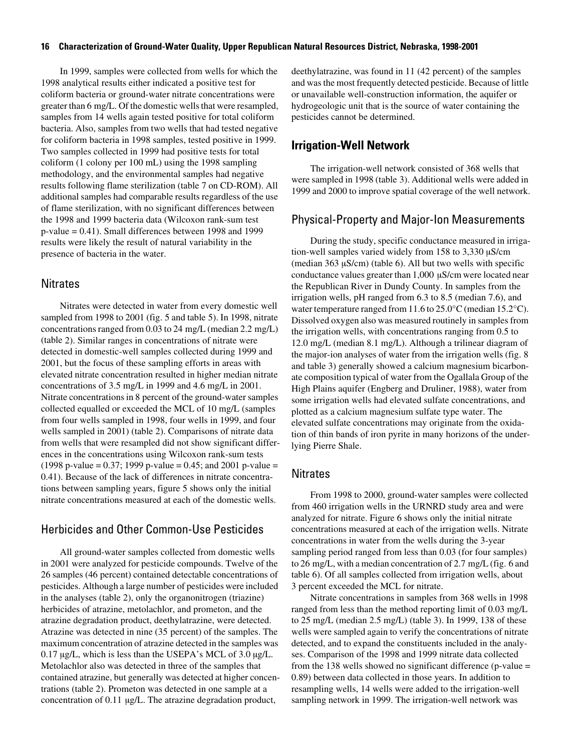In 1999, samples were collected from wells for which the 1998 analytical results either indicated a positive test for coliform bacteria or ground-water nitrate concentrations were greater than 6 mg/L. Of the domestic wells that were resampled, samples from 14 wells again tested positive for total coliform bacteria. Also, samples from two wells that had tested negative for coliform bacteria in 1998 samples, tested positive in 1999. Two samples collected in 1999 had positive tests for total coliform (1 colony per 100 mL) using the 1998 sampling methodology, and the environmental samples had negative results following flame sterilization (table 7 on CD-ROM). All additional samples had comparable results regardless of the use of flame sterilization, with no significant differences between the 1998 and 1999 bacteria data (Wilcoxon rank-sum test p-value = 0.41). Small differences between 1998 and 1999 results were likely the result of natural variability in the presence of bacteria in the water.

### Nitrates

Nitrates were detected in water from every domestic well sampled from 1998 to 2001 (fig. 5 and table 5). In 1998, nitrate concentrations ranged from 0.03 to 24 mg/L (median 2.2 mg/L) (table 2). Similar ranges in concentrations of nitrate were detected in domestic-well samples collected during 1999 and 2001, but the focus of these sampling efforts in areas with elevated nitrate concentration resulted in higher median nitrate concentrations of 3.5 mg/L in 1999 and 4.6 mg/L in 2001. Nitrate concentrations in 8 percent of the ground-water samples collected equalled or exceeded the MCL of 10 mg/L (samples from four wells sampled in 1998, four wells in 1999, and four wells sampled in 2001) (table 2). Comparisons of nitrate data from wells that were resampled did not show significant differences in the concentrations using Wilcoxon rank-sum tests (1998 p-value = 0.37; 1999 p-value = 0.45; and 2001 p-value = 0.41). Because of the lack of differences in nitrate concentrations between sampling years, figure 5 shows only the initial nitrate concentrations measured at each of the domestic wells.

### Herbicides and Other Common-Use Pesticides

All ground-water samples collected from domestic wells in 2001 were analyzed for pesticide compounds. Twelve of the 26 samples (46 percent) contained detectable concentrations of pesticides. Although a large number of pesticides were included in the analyses (table 2), only the organonitrogen (triazine) herbicides of atrazine, metolachlor, and prometon, and the atrazine degradation product, deethylatrazine, were detected. Atrazine was detected in nine (35 percent) of the samples. The maximum concentration of atrazine detected in the samples was 0.17 µg/L, which is less than the USEPA's MCL of 3.0 µg/L. Metolachlor also was detected in three of the samples that contained atrazine, but generally was detected at higher concentrations (table 2). Prometon was detected in one sample at a concentration of 0.11 µg/L. The atrazine degradation product, deethylatrazine, was found in 11 (42 percent) of the samples and was the most frequently detected pesticide. Because of little or unavailable well-construction information, the aquifer or hydrogeologic unit that is the source of water containing the pesticides cannot be determined.

## Irrigation-Well Network

The irrigation-well network consisted of 368 wells that were sampled in 1998 (table 3). Additional wells were added in 1999 and 2000 to improve spatial coverage of the well network.

### Physical-Property and Major-Ion Measurements

During the study, specific conductance measured in irrigation-well samples varied widely from 158 to 3,330 µS/cm (median 363 µS/cm) (table 6). All but two wells with specific conductance values greater than 1,000 µS/cm were located near the Republican River in Dundy County. In samples from the irrigation wells, pH ranged from 6.3 to 8.5 (median 7.6), and water temperature ranged from 11.6 to 25.0°C (median 15.2°C). Dissolved oxygen also was measured routinely in samples from the irrigation wells, with concentrations ranging from 0.5 to 12.0 mg/L (median 8.1 mg/L). Although a trilinear diagram of the major-ion analyses of water from the irrigation wells (fig. 8 and table 3) generally showed a calcium magnesium bicarbonate composition typical of water from the Ogallala Group of the High Plains aquifer (Engberg and Druliner, 1988), water from some irrigation wells had elevated sulfate concentrations, and plotted as a calcium magnesium sulfate type water. The elevated sulfate concentrations may originate from the oxidation of thin bands of iron pyrite in many horizons of the underlying Pierre Shale.

### Nitrates

From 1998 to 2000, ground-water samples were collected from 460 irrigation wells in the URNRD study area and were analyzed for nitrate. Figure 6 shows only the initial nitrate concentrations measured at each of the irrigation wells. Nitrate concentrations in water from the wells during the 3-year sampling period ranged from less than 0.03 (for four samples) to 26 mg/L, with a median concentration of 2.7 mg/L (fig. 6 and table 6). Of all samples collected from irrigation wells, about 3 percent exceeded the MCL for nitrate.

Nitrate concentrations in samples from 368 wells in 1998 ranged from less than the method reporting limit of 0.03 mg/L to 25 mg/L (median 2.5 mg/L) (table 3). In 1999, 138 of these wells were sampled again to verify the concentrations of nitrate detected, and to expand the constituents included in the analyses. Comparison of the 1998 and 1999 nitrate data collected from the 138 wells showed no significant difference (p-value = 0.89) between data collected in those years. In addition to resampling wells, 14 wells were added to the irrigation-well sampling network in 1999. The irrigation-well network was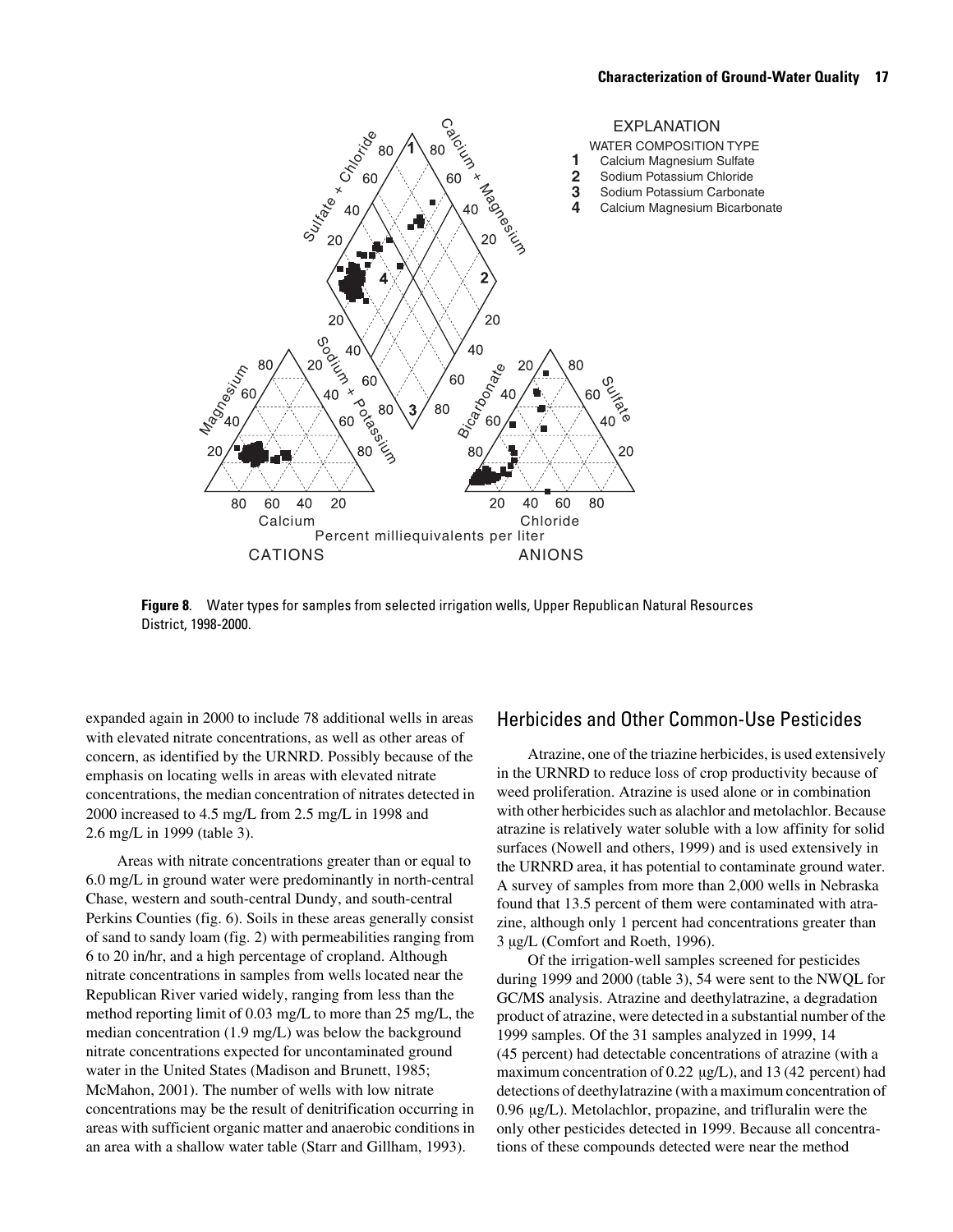**Figure 8.** Water types for samples from selected irrigation wells, Upper Republican Natural Resources District, 1998-2000.

expanded again in 2000 to include 78 additional wells in areas with elevated nitrate concentrations, as well as other areas of concern, as identified by the URNRD. Possibly because of the emphasis on locating wells in areas with elevated nitrate concentrations, the median concentration of nitrates detected in 2000 increased to 4.5 mg/L from 2.5 mg/L in 1998 and 2.6 mg/L in 1999 (table 3).

Areas with nitrate concentrations greater than or equal to 6.0 mg/L in ground water were predominantly in north-central Chase, western and south-central Dundy, and south-central Perkins Counties (fig. 6). Soils in these areas generally consist of sand to sandy loam (fig. 2) with permeabilities ranging from 6 to 20 in/hr, and a high percentage of cropland. Although nitrate concentrations in samples from wells located near the Republican River varied widely, ranging from less than the method reporting limit of 0.03 mg/L to more than 25 mg/L, the median concentration (1.9 mg/L) was below the background nitrate concentrations expected for uncontaminated ground water in the United States (Madison and Brunett, 1985; McMahon, 2001). The number of wells with low nitrate concentrations may be the result of denitrification occurring in areas with sufficient organic matter and anaerobic conditions in an area with a shallow water table (Starr and Gillham, 1993).

## Herbicides and Other Common-Use Pesticides

Atrazine, one of the triazine herbicides, is used extensively in the URNRD to reduce loss of crop productivity because of weed proliferation. Atrazine is used alone or in combination with other herbicides such as alachlor and metolachlor. Because atrazine is relatively water soluble with a low affinity for solid surfaces (Nowell and others, 1999) and is used extensively in the URNRD area, it has potential to contaminate ground water. A survey of samples from more than 2,000 wells in Nebraska found that 13.5 percent of them were contaminated with atrazine, although only 1 percent had concentrations greater than 3 μg/L (Comfort and Roeth, 1996).

Of the irrigation-well samples screened for pesticides during 1999 and 2000 (table 3), 54 were sent to the NWQL for GC/MS analysis. Atrazine and deethylatrazine, a degradation product of atrazine, were detected in a substantial number of the 1999 samples. Of the 31 samples analyzed in 1999, 14 (45 percent) had detectable concentrations of atrazine (with a maximum concentration of 0.22 μg/L), and 13 (42 percent) had detections of deethylatrazine (with a maximum concentration of 0.96 μg/L). Metolachlor, propazine, and trifluralin were the only other pesticides detected in 1999. Because all concentrations of these compounds detected were near the method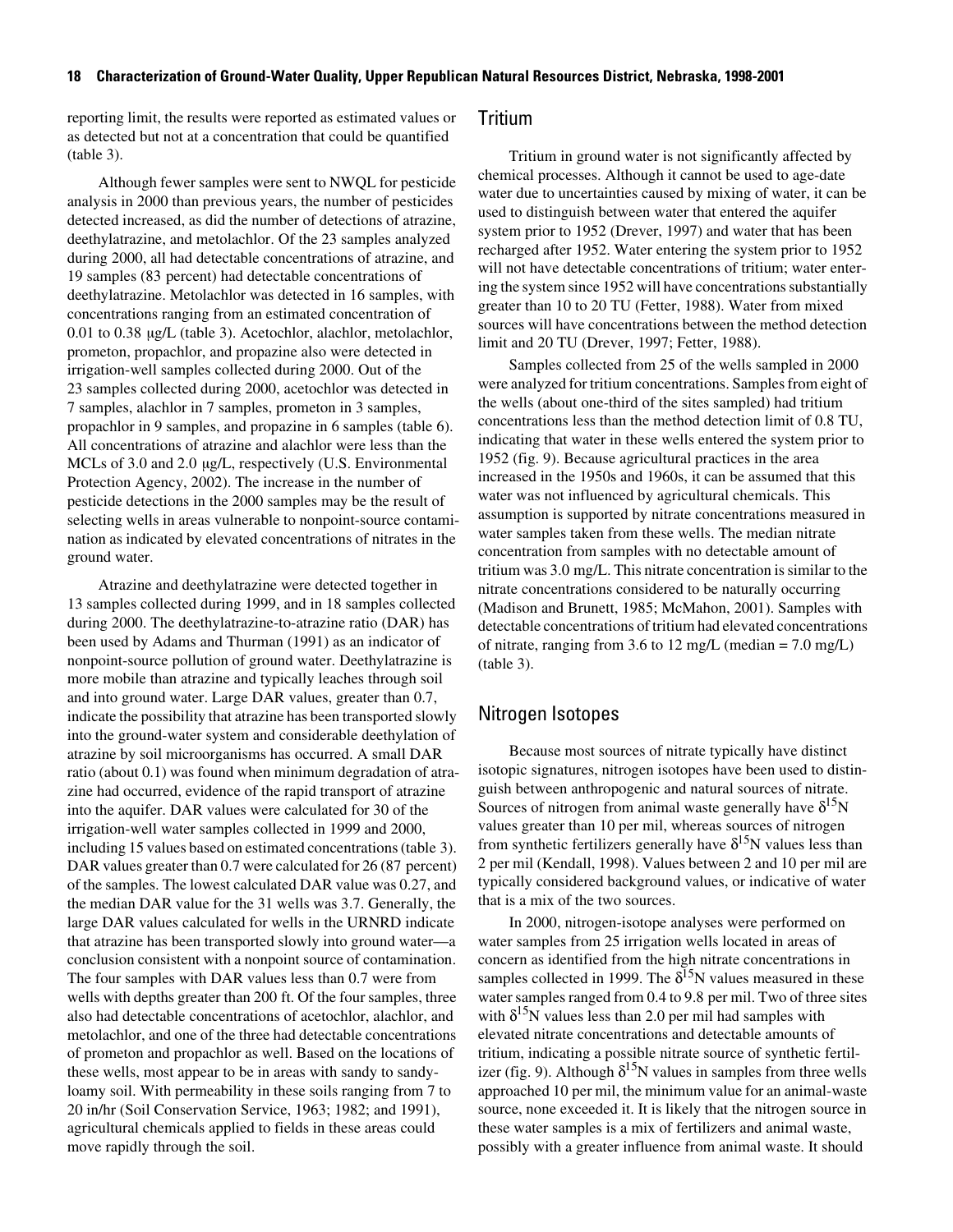reporting limit, the results were reported as estimated values or as detected but not at a concentration that could be quantified (table 3).

Although fewer samples were sent to NWQL for pesticide analysis in 2000 than previous years, the number of pesticides detected increased, as did the number of detections of atrazine, deethylatrazine, and metolachlor. Of the 23 samples analyzed during 2000, all had detectable concentrations of atrazine, and 19 samples (83 percent) had detectable concentrations of deethylatrazine. Metolachlor was detected in 16 samples, with concentrations ranging from an estimated concentration of 0.01 to 0.38 μg/L (table 3). Acetochlor, alachlor, metolachlor, prometon, propachlor, and propazine also were detected in irrigation-well samples collected during 2000. Out of the 23 samples collected during 2000, acetochlor was detected in 7 samples, alachlor in 7 samples, prometon in 3 samples, propachlor in 9 samples, and propazine in 6 samples (table 6). All concentrations of atrazine and alachlor were less than the MCLs of 3.0 and 2.0 μg/L, respectively (U.S. Environmental Protection Agency, 2002). The increase in the number of pesticide detections in the 2000 samples may be the result of selecting wells in areas vulnerable to nonpoint-source contamination as indicated by elevated concentrations of nitrates in the ground water.

Atrazine and deethylatrazine were detected together in 13 samples collected during 1999, and in 18 samples collected during 2000. The deethylatrazine-to-atrazine ratio (DAR) has been used by Adams and Thurman (1991) as an indicator of nonpoint-source pollution of ground water. Deethylatrazine is more mobile than atrazine and typically leaches through soil and into ground water. Large DAR values, greater than 0.7, indicate the possibility that atrazine has been transported slowly into the ground-water system and considerable deethylation of atrazine by soil microorganisms has occurred. A small DAR ratio (about 0.1) was found when minimum degradation of atrazine had occurred, evidence of the rapid transport of atrazine into the aquifer. DAR values were calculated for 30 of the irrigation-well water samples collected in 1999 and 2000, including 15 values based on estimated concentrations (table 3). DAR values greater than 0.7 were calculated for 26 (87 percent) of the samples. The lowest calculated DAR value was 0.27, and the median DAR value for the 31 wells was 3.7. Generally, the large DAR values calculated for wells in the URNRD indicate that atrazine has been transported slowly into ground water—a conclusion consistent with a nonpoint source of contamination. The four samples with DAR values less than 0.7 were from wells with depths greater than 200 ft. Of the four samples, three also had detectable concentrations of acetochlor, alachlor, and metolachlor, and one of the three had detectable concentrations of prometon and propachlor as well. Based on the locations of these wells, most appear to be in areas with sandy to sandy-loamy soil. With permeability in these soils ranging from 7 to 20 in/hr (Soil Conservation Service, 1963; 1982; and 1991), agricultural chemicals applied to fields in these areas could move rapidly through the soil.

## Tritium

Tritium in ground water is not significantly affected by chemical processes. Although it cannot be used to age-date water due to uncertainties caused by mixing of water, it can be used to distinguish between water that entered the aquifer system prior to 1952 (Drever, 1997) and water that has been recharged after 1952. Water entering the system prior to 1952 will not have detectable concentrations of tritium; water entering the system since 1952 will have concentrations substantially greater than 10 to 20 TU (Fetter, 1988). Water from mixed sources will have concentrations between the method detection limit and 20 TU (Drever, 1997; Fetter, 1988).

Samples collected from 25 of the wells sampled in 2000 were analyzed for tritium concentrations. Samples from eight of the wells (about one-third of the sites sampled) had tritium concentrations less than the method detection limit of 0.8 TU, indicating that water in these wells entered the system prior to 1952 (fig. 9). Because agricultural practices in the area increased in the 1950s and 1960s, it can be assumed that this water was not influenced by agricultural chemicals. This assumption is supported by nitrate concentrations measured in water samples taken from these wells. The median nitrate concentration from samples with no detectable amount of tritium was 3.0 mg/L. This nitrate concentration is similar to the nitrate concentrations considered to be naturally occurring (Madison and Brunett, 1985; McMahon, 2001). Samples with detectable concentrations of tritium had elevated concentrations of nitrate, ranging from 3.6 to 12 mg/L (median = 7.0 mg/L) (table 3).

## Nitrogen Isotopes

Because most sources of nitrate typically have distinct isotopic signatures, nitrogen isotopes have been used to distinguish between anthropogenic and natural sources of nitrate. Sources of nitrogen from animal waste generally have $\delta^{15}N$ values greater than 10 per mil, whereas sources of nitrogen from synthetic fertilizers generally have $\delta^{15}N$ values less than 2 per mil (Kendall, 1998). Values between 2 and 10 per mil are typically considered background values, or indicative of water that is a mix of the two sources.

In 2000, nitrogen-isotope analyses were performed on water samples from 25 irrigation wells located in areas of concern as identified from the high nitrate concentrations in samples collected in 1999. The $\delta^{15}N$ values measured in these water samples ranged from 0.4 to 9.8 per mil. Two of three sites with $\delta^{15}N$ values less than 2.0 per mil had samples with elevated nitrate concentrations and detectable amounts of tritium, indicating a possible nitrate source of synthetic fertilizer (fig. 9). Although $\delta^{15}N$ values in samples from three wells approached 10 per mil, the minimum value for an animal-waste source, none exceeded it. It is likely that the nitrogen source in these water samples is a mix of fertilizers and animal waste, possibly with a greater influence from animal waste. It should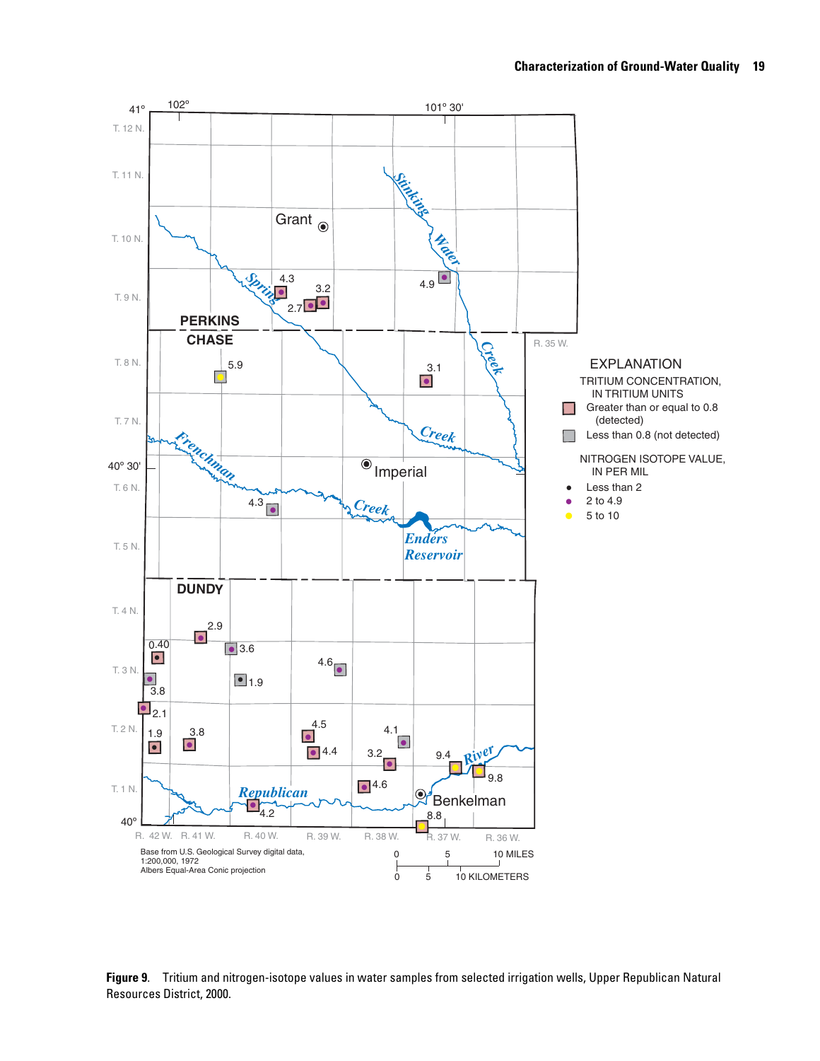**Figure 9.** Tritium and nitrogen-isotope values in water samples from selected irrigation wells, Upper Republican Natural Resources District, 2000.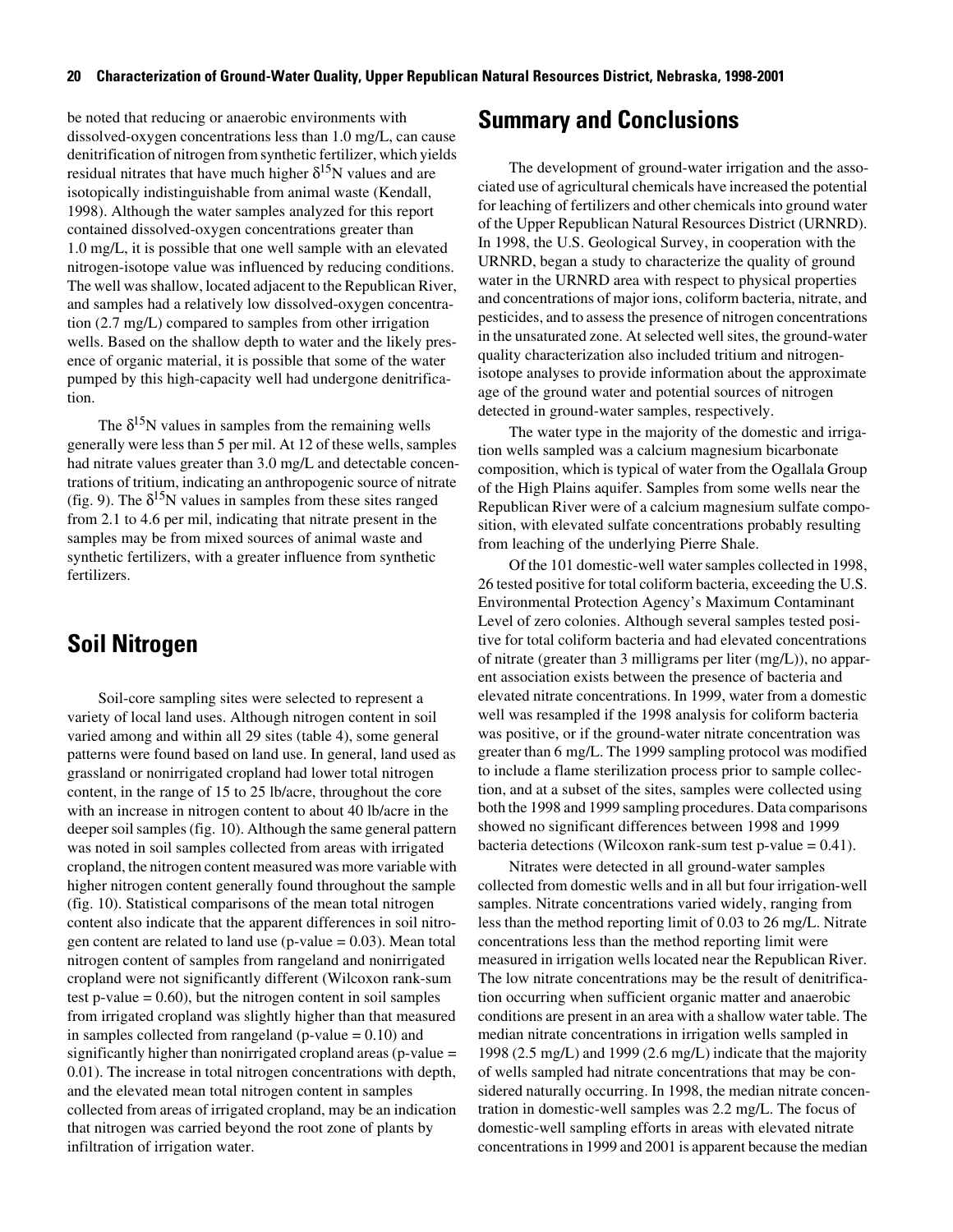be noted that reducing or anaerobic environments with dissolved-oxygen concentrations less than 1.0 mg/L, can cause denitrification of nitrogen from synthetic fertilizer, which yields residual nitrates that have much higher $\delta^{15}N$ values and are isotopically indistinguishable from animal waste (Kendall, 1998). Although the water samples analyzed for this report contained dissolved-oxygen concentrations greater than 1.0 mg/L, it is possible that one well sample with an elevated nitrogen-isotope value was influenced by reducing conditions. The well was shallow, located adjacent to the Republican River, and samples had a relatively low dissolved-oxygen concentration (2.7 mg/L) compared to samples from other irrigation wells. Based on the shallow depth to water and the likely presence of organic material, it is possible that some of the water pumped by this high-capacity well had undergone denitrification.

The $\delta^{15}N$ values in samples from the remaining wells generally were less than 5 per mil. At 12 of these wells, samples had nitrate values greater than 3.0 mg/L and detectable concentrations of tritium, indicating an anthropogenic source of nitrate (fig. 9). The $\delta^{15}N$ values in samples from these sites ranged from 2.1 to 4.6 per mil, indicating that nitrate present in the samples may be from mixed sources of animal waste and synthetic fertilizers, with a greater influence from synthetic fertilizers.

## Soil Nitrogen

Soil-core sampling sites were selected to represent a variety of local land uses. Although nitrogen content in soil varied among and within all 29 sites (table 4), some general patterns were found based on land use. In general, land used as grassland or nonirrigated cropland had lower total nitrogen content, in the range of 15 to 25 lb/acre, throughout the core with an increase in nitrogen content to about 40 lb/acre in the deeper soil samples (fig. 10). Although the same general pattern was noted in soil samples collected from areas with irrigated cropland, the nitrogen content measured was more variable with higher nitrogen content generally found throughout the sample (fig. 10). Statistical comparisons of the mean total nitrogen content also indicate that the apparent differences in soil nitrogen content are related to land use (p-value = 0.03). Mean total nitrogen content of samples from rangeland and nonirrigated cropland were not significantly different (Wilcoxon rank-sum test p-value = 0.60), but the nitrogen content in soil samples from irrigated cropland was slightly higher than that measured in samples collected from rangeland (p-value = 0.10) and significantly higher than nonirrigated cropland areas (p-value = 0.01). The increase in total nitrogen concentrations with depth, and the elevated mean total nitrogen content in samples collected from areas of irrigated cropland, may be an indication that nitrogen was carried beyond the root zone of plants by infiltration of irrigation water.

# Summary and Conclusions

The development of ground-water irrigation and the associated use of agricultural chemicals have increased the potential for leaching of fertilizers and other chemicals into ground water of the Upper Republican Natural Resources District (URNRD). In 1998, the U.S. Geological Survey, in cooperation with the URNRD, began a study to characterize the quality of ground water in the URNRD area with respect to physical properties and concentrations of major ions, coliform bacteria, nitrate, and pesticides, and to assess the presence of nitrogen concentrations in the unsaturated zone. At selected well sites, the ground-water quality characterization also included tritium and nitrogen-isotope analyses to provide information about the approximate age of the ground water and potential sources of nitrogen detected in ground-water samples, respectively.

The water type in the majority of the domestic and irrigation wells sampled was a calcium magnesium bicarbonate composition, which is typical of water from the Ogallala Group of the High Plains aquifer. Samples from some wells near the Republican River were of a calcium magnesium sulfate composition, with elevated sulfate concentrations probably resulting from leaching of the underlying Pierre Shale.

Of the 101 domestic-well water samples collected in 1998, 26 tested positive for total coliform bacteria, exceeding the U.S. Environmental Protection Agency's Maximum Contaminant Level of zero colonies. Although several samples tested positive for total coliform bacteria and had elevated concentrations of nitrate (greater than 3 milligrams per liter (mg/L)), no apparent association exists between the presence of bacteria and elevated nitrate concentrations. In 1999, water from a domestic well was resampled if the 1998 analysis for coliform bacteria was positive, or if the ground-water nitrate concentration was greater than 6 mg/L. The 1999 sampling protocol was modified to include a flame sterilization process prior to sample collection, and at a subset of the sites, samples were collected using both the 1998 and 1999 sampling procedures. Data comparisons showed no significant differences between 1998 and 1999 bacteria detections (Wilcoxon rank-sum test p-value = 0.41).

Nitrates were detected in all ground-water samples collected from domestic wells and in all but four irrigation-well samples. Nitrate concentrations varied widely, ranging from less than the method reporting limit of 0.03 to 26 mg/L. Nitrate concentrations less than the method reporting limit were measured in irrigation wells located near the Republican River. The low nitrate concentrations may be the result of denitrification occurring when sufficient organic matter and anaerobic conditions are present in an area with a shallow water table. The median nitrate concentrations in irrigation wells sampled in 1998 (2.5 mg/L) and 1999 (2.6 mg/L) indicate that the majority of wells sampled had nitrate concentrations that may be considered naturally occurring. In 1998, the median nitrate concentration in domestic-well samples was 2.2 mg/L. The focus of domestic-well sampling efforts in areas with elevated nitrate concentrations in 1999 and 2001 is apparent because the median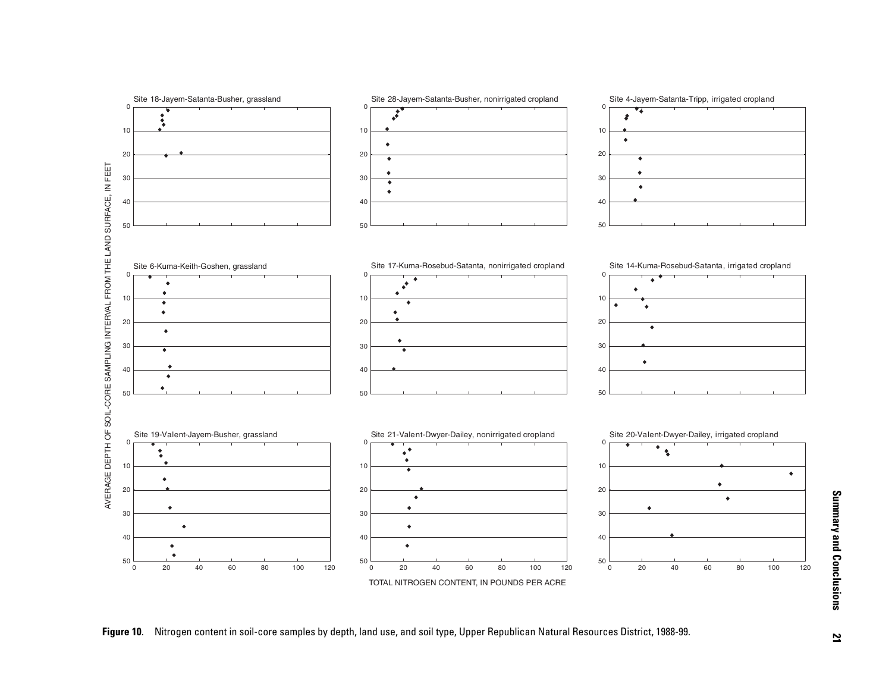Figure 10. Nitrogen content in soil-core samples by depth, land use, and soil type, Upper Republican Natural Resources District, 1988-99.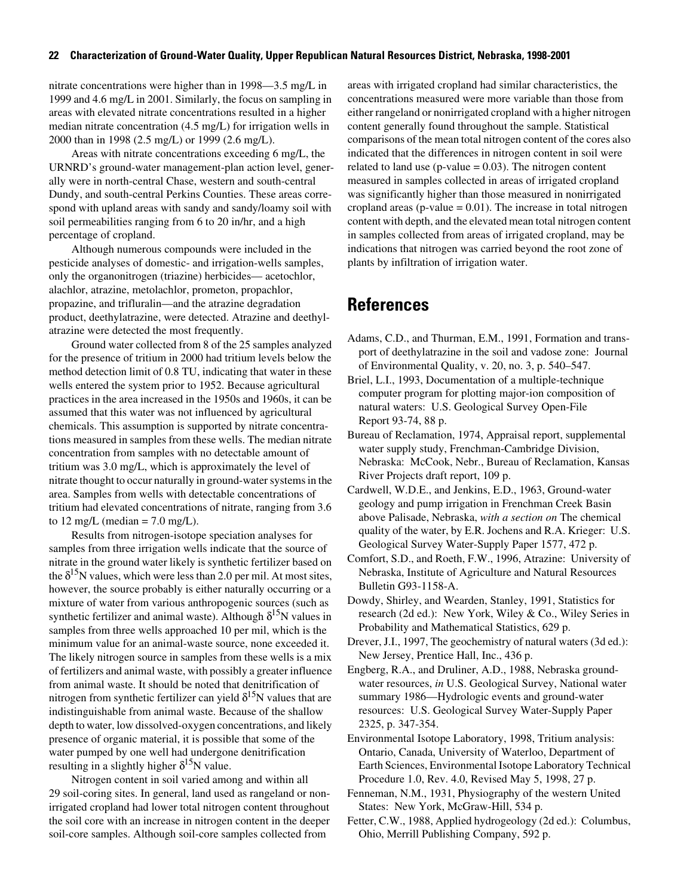nitrate concentrations were higher than in 1998—3.5 mg/L in 1999 and 4.6 mg/L in 2001. Similarly, the focus on sampling in areas with elevated nitrate concentrations resulted in a higher median nitrate concentration (4.5 mg/L) for irrigation wells in 2000 than in 1998 (2.5 mg/L) or 1999 (2.6 mg/L).

Areas with nitrate concentrations exceeding 6 mg/L, the URNRD's ground-water management-plan action level, generally were in north-central Chase, western and south-central Dundy, and south-central Perkins Counties. These areas correspond with upland areas with sandy and sandy/loamy soil with soil permeabilities ranging from 6 to 20 in/hr, and a high percentage of cropland.

Although numerous compounds were included in the pesticide analyses of domestic- and irrigation-wells samples, only the organonitrogen (triazine) herbicides— acetochlor, alachlor, atrazine, metolachlor, prometon, propachlor, propazine, and trifluralin—and the atrazine degradation product, deethylatrazine, were detected. Atrazine and deethylatrazine were detected the most frequently.

Ground water collected from 8 of the 25 samples analyzed for the presence of tritium in 2000 had tritium levels below the method detection limit of 0.8 TU, indicating that water in these wells entered the system prior to 1952. Because agricultural practices in the area increased in the 1950s and 1960s, it can be assumed that this water was not influenced by agricultural chemicals. This assumption is supported by nitrate concentrations measured in samples from these wells. The median nitrate concentration from samples with no detectable amount of tritium was 3.0 mg/L, which is approximately the level of nitrate thought to occur naturally in ground-water systems in the area. Samples from wells with detectable concentrations of tritium had elevated concentrations of nitrate, ranging from 3.6 to 12 mg/L (median = 7.0 mg/L).

Results from nitrogen-isotope speciation analyses for samples from three irrigation wells indicate that the source of nitrate in the ground water likely is synthetic fertilizer based on the $\delta^{15}N$ values, which were less than 2.0 per mil. At most sites, however, the source probably is either naturally occurring or a mixture of water from various anthropogenic sources (such as synthetic fertilizer and animal waste). Although $\delta^{15}N$ values in samples from three wells approached 10 per mil, which is the minimum value for an animal-waste source, none exceeded it. The likely nitrogen source in samples from these wells is a mix of fertilizers and animal waste, with possibly a greater influence from animal waste. It should be noted that denitrification of nitrogen from synthetic fertilizer can yield $\delta^{15}N$ values that are indistinguishable from animal waste. Because of the shallow depth to water, low dissolved-oxygen concentrations, and likely presence of organic material, it is possible that some of the water pumped by one well had undergone denitrification resulting in a slightly higher $\delta^{15}N$ value.

Nitrogen content in soil varied among and within all 29 soil-coring sites. In general, land used as rangeland or nonirrigated cropland had lower total nitrogen content throughout the soil core with an increase in nitrogen content in the deeper soil-core samples. Although soil-core samples collected from areas with irrigated cropland had similar characteristics, the concentrations measured were more variable than those from either rangeland or nonirrigated cropland with a higher nitrogen content generally found throughout the sample. Statistical comparisons of the mean total nitrogen content of the cores also indicated that the differences in nitrogen content in soil were related to land use (p-value = 0.03). The nitrogen content measured in samples collected in areas of irrigated cropland was significantly higher than those measured in nonirrigated cropland areas (p-value = 0.01). The increase in total nitrogen content with depth, and the elevated mean total nitrogen content in samples collected from areas of irrigated cropland, may be indications that nitrogen was carried beyond the root zone of plants by infiltration of irrigation water.

# References

Adams, C.D., and Thurman, E.M., 1991, Formation and transport of deethylatrazine in the soil and vadose zone: Journal of Environmental Quality, v. 20, no. 3, p. 540–547.

Briel, L.I., 1993, Documentation of a multiple-technique computer program for plotting major-ion composition of natural waters: U.S. Geological Survey Open-File Report 93-74, 88 p.

Bureau of Reclamation, 1974, Appraisal report, supplemental water supply study, Frenchman-Cambridge Division, Nebraska: McCook, Nebr., Bureau of Reclamation, Kansas River Projects draft report, 109 p.

Cardwell, W.D.E., and Jenkins, E.D., 1963, Ground-water geology and pump irrigation in Frenchman Creek Basin above Palisade, Nebraska, *with a section on* The chemical quality of the water, by E.R. Jochens and R.A. Krieger: U.S. Geological Survey Water-Supply Paper 1577, 472 p.

Comfort, S.D., and Roeth, F.W., 1996, Atrazine: University of Nebraska, Institute of Agriculture and Natural Resources Bulletin G93-1158-A.

Dowdy, Shirley, and Wearden, Stanley, 1991, Statistics for research (2d ed.): New York, Wiley & Co., Wiley Series in Probability and Mathematical Statistics, 629 p.

Drever, J.I., 1997, The geochemistry of natural waters (3d ed.): New Jersey, Prentice Hall, Inc., 436 p.

Engberg, R.A., and Druliner, A.D., 1988, Nebraska groundwater resources, *in* U.S. Geological Survey, National water summary 1986—Hydrologic events and ground-water resources: U.S. Geological Survey Water-Supply Paper 2325, p. 347-354.

Environmental Isotope Laboratory, 1998, Tritium analysis: Ontario, Canada, University of Waterloo, Department of Earth Sciences, Environmental Isotope Laboratory Technical Procedure 1.0, Rev. 4.0, Revised May 5, 1998, 27 p.

Fenneman, N.M., 1931, Physiography of the western United States: New York, McGraw-Hill, 534 p.

Fetter, C.W., 1988, Applied hydrogeology (2d ed.): Columbus, Ohio, Merrill Publishing Company, 592 p.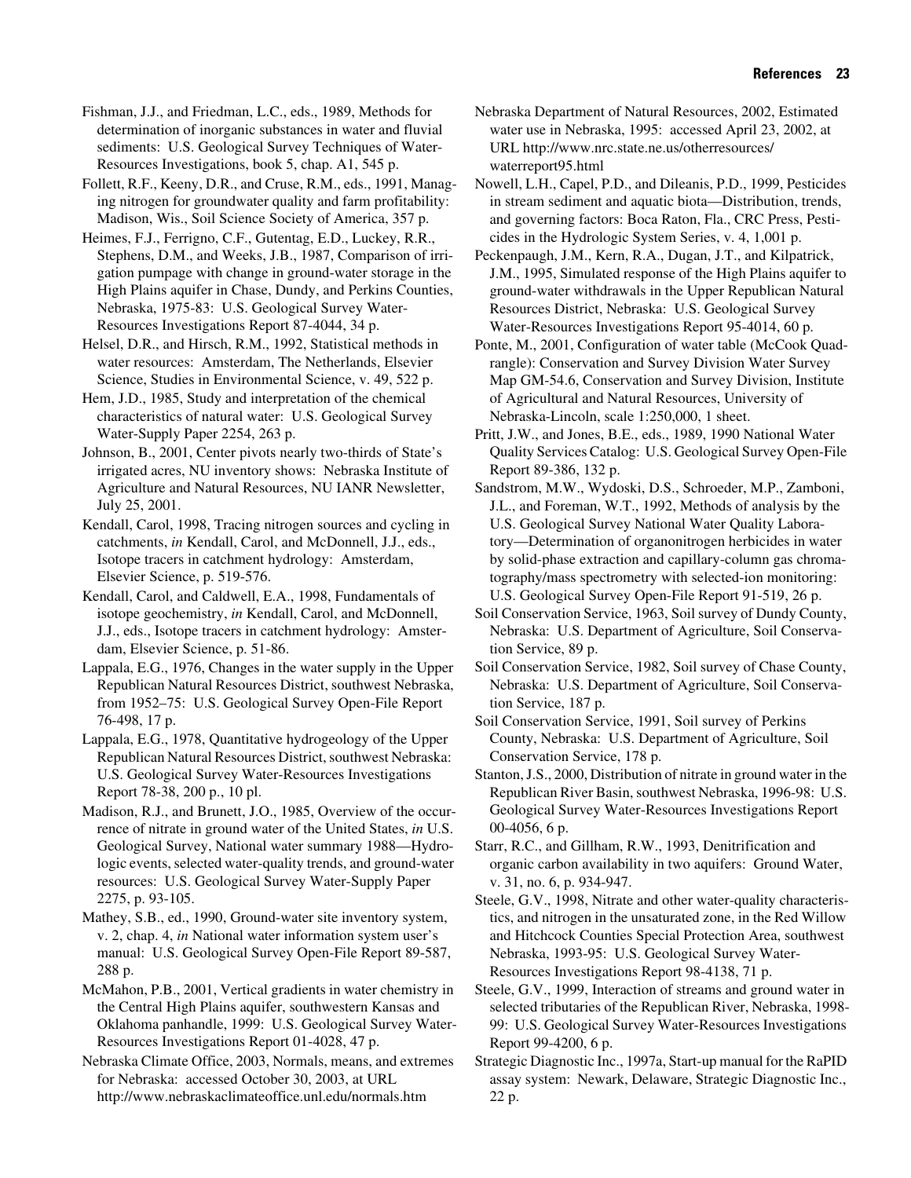Fishman, J.J., and Friedman, L.C., eds., 1989, Methods for determination of inorganic substances in water and fluvial sediments: U.S. Geological Survey Techniques of Water-Resources Investigations, book 5, chap. A1, 545 p.

Follett, R.F., Keeny, D.R., and Cruse, R.M., eds., 1991, Managing nitrogen for groundwater quality and farm profitability: Madison, Wis., Soil Science Society of America, 357 p.

Heimes, F.J., Ferrigno, C.F., Gutentag, E.D., Luckey, R.R., Stephens, D.M., and Weeks, J.B., 1987, Comparison of irrigation pumpage with change in ground-water storage in the High Plains aquifer in Chase, Dundy, and Perkins Counties, Nebraska, 1975-83: U.S. Geological Survey Water-Resources Investigations Report 87-4044, 34 p.

Helsel, D.R., and Hirsch, R.M., 1992, Statistical methods in water resources: Amsterdam, The Netherlands, Elsevier Science, Studies in Environmental Science, v. 49, 522 p.

Hem, J.D., 1985, Study and interpretation of the chemical characteristics of natural water: U.S. Geological Survey Water-Supply Paper 2254, 263 p.

Johnson, B., 2001, Center pivots nearly two-thirds of State's irrigated acres, NU inventory shows: Nebraska Institute of Agriculture and Natural Resources, NU IANR Newsletter, July 25, 2001.

Kendall, Carol, 1998, Tracing nitrogen sources and cycling in catchments, *in* Kendall, Carol, and McDonnell, J.J., eds., Isotope tracers in catchment hydrology: Amsterdam, Elsevier Science, p. 519-576.

Kendall, Carol, and Caldwell, E.A., 1998, Fundamentals of isotope geochemistry, *in* Kendall, Carol, and McDonnell, J.J., eds., Isotope tracers in catchment hydrology: Amsterdam, Elsevier Science, p. 51-86.

Lappala, E.G., 1976, Changes in the water supply in the Upper Republican Natural Resources District, southwest Nebraska, from 1952–75: U.S. Geological Survey Open-File Report 76-498, 17 p.

Lappala, E.G., 1978, Quantitative hydrogeology of the Upper Republican Natural Resources District, southwest Nebraska: U.S. Geological Survey Water-Resources Investigations Report 78-38, 200 p., 10 pl.

Madison, R.J., and Brunett, J.O., 1985, Overview of the occurrence of nitrate in ground water of the United States, *in* U.S. Geological Survey, National water summary 1988—Hydrologic events, selected water-quality trends, and ground-water resources: U.S. Geological Survey Water-Supply Paper 2275, p. 93-105.

Mathey, S.B., ed., 1990, Ground-water site inventory system, v. 2, chap. 4, *in* National water information system user's manual: U.S. Geological Survey Open-File Report 89-587, 288 p.

McMahon, P.B., 2001, Vertical gradients in water chemistry in the Central High Plains aquifer, southwestern Kansas and Oklahoma panhandle, 1999: U.S. Geological Survey Water-Resources Investigations Report 01-4028, 47 p.

Nebraska Climate Office, 2003, Normals, means, and extremes for Nebraska: accessed October 30, 2003, at URL http://www.nebraskaclimateoffice.unl.edu/normals.htm

Nebraska Department of Natural Resources, 2002, Estimated water use in Nebraska, 1995: accessed April 23, 2002, at URL http://www.nrc.state.ne.us/otherresources/waterreport95.html

Nowell, L.H., Capel, P.D., and Dileanis, P.D., 1999, Pesticides in stream sediment and aquatic biota—Distribution, trends, and governing factors: Boca Raton, Fla., CRC Press, Pesticides in the Hydrologic System Series, v. 4, 1,001 p.

Peckenpaugh, J.M., Kern, R.A., Dugan, J.T., and Kilpatrick, J.M., 1995, Simulated response of the High Plains aquifer to ground-water withdrawals in the Upper Republican Natural Resources District, Nebraska: U.S. Geological Survey Water-Resources Investigations Report 95-4014, 60 p.

Ponte, M., 2001, Configuration of water table (McCook Quadrangle): Conservation and Survey Division Water Survey Map GM-54.6, Conservation and Survey Division, Institute of Agricultural and Natural Resources, University of Nebraska-Lincoln, scale 1:250,000, 1 sheet.

Pritt, J.W., and Jones, B.E., eds., 1989, 1990 National Water Quality Services Catalog: U.S. Geological Survey Open-File Report 89-386, 132 p.

Sandstrom, M.W., Wydoski, D.S., Schroeder, M.P., Zamboni, J.L., and Foreman, W.T., 1992, Methods of analysis by the U.S. Geological Survey National Water Quality Laboratory—Determination of organonitrogen herbicides in water by solid-phase extraction and capillary-column gas chromatography/mass spectrometry with selected-ion monitoring: U.S. Geological Survey Open-File Report 91-519, 26 p.

Soil Conservation Service, 1963, Soil survey of Dundy County, Nebraska: U.S. Department of Agriculture, Soil Conservation Service, 89 p.

Soil Conservation Service, 1982, Soil survey of Chase County, Nebraska: U.S. Department of Agriculture, Soil Conservation Service, 187 p.

Soil Conservation Service, 1991, Soil survey of Perkins County, Nebraska: U.S. Department of Agriculture, Soil Conservation Service, 178 p.

Stanton, J.S., 2000, Distribution of nitrate in ground water in the Republican River Basin, southwest Nebraska, 1996-98: U.S. Geological Survey Water-Resources Investigations Report 00-4056, 6 p.

Starr, R.C., and Gillham, R.W., 1993, Denitrification and organic carbon availability in two aquifers: Ground Water, v. 31, no. 6, p. 934-947.

Steele, G.V., 1998, Nitrate and other water-quality characteristics, and nitrogen in the unsaturated zone, in the Red Willow and Hitchcock Counties Special Protection Area, southwest Nebraska, 1993-95: U.S. Geological Survey Water-Resources Investigations Report 98-4138, 71 p.

Steele, G.V., 1999, Interaction of streams and ground water in selected tributaries of the Republican River, Nebraska, 1998-99: U.S. Geological Survey Water-Resources Investigations Report 99-4200, 6 p.

Strategic Diagnostic Inc., 1997a, Start-up manual for the RaPID assay system: Newark, Delaware, Strategic Diagnostic Inc., 22 p.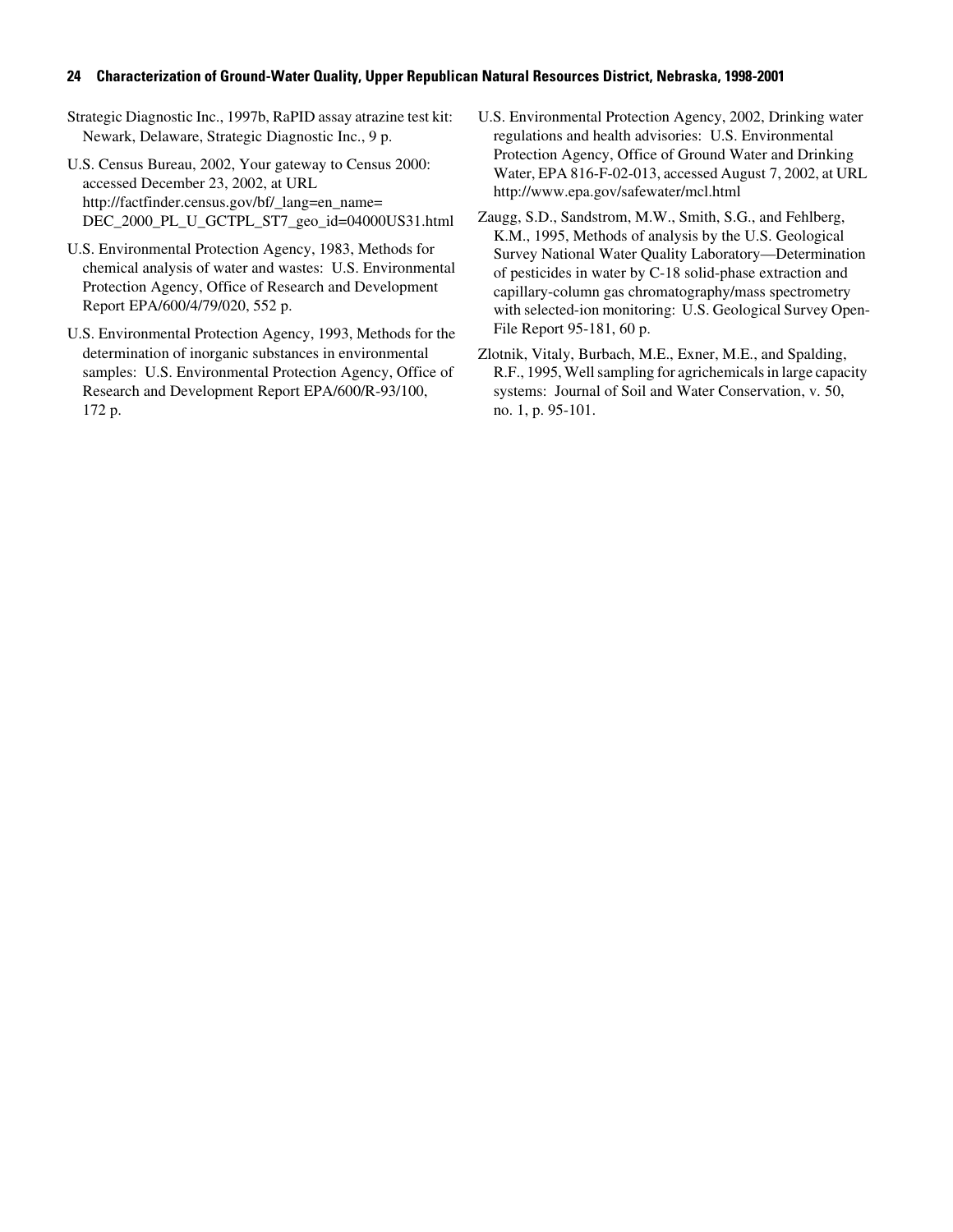Strategic Diagnostic Inc., 1997b, RaPID assay atrazine test kit: Newark, Delaware, Strategic Diagnostic Inc., 9 p.

U.S. Census Bureau, 2002, Your gateway to Census 2000: accessed December 23, 2002, at URL http://factfinder.census.gov/bf/_lang=en_name=DEC_2000_PL_U_GCTPL_ST7_geo_id=04000US31.html

U.S. Environmental Protection Agency, 1983, Methods for chemical analysis of water and wastes: U.S. Environmental Protection Agency, Office of Research and Development Report EPA/600/4/79/020, 552 p.

U.S. Environmental Protection Agency, 1993, Methods for the determination of inorganic substances in environmental samples: U.S. Environmental Protection Agency, Office of Research and Development Report EPA/600/R-93/100, 172 p.

U.S. Environmental Protection Agency, 2002, Drinking water regulations and health advisories: U.S. Environmental Protection Agency, Office of Ground Water and Drinking Water, EPA 816-F-02-013, accessed August 7, 2002, at URL http://www.epa.gov/safewater/mcl.html

Zaugg, S.D., Sandstrom, M.W., Smith, S.G., and Fehlberg, K.M., 1995, Methods of analysis by the U.S. Geological Survey National Water Quality Laboratory—Determination of pesticides in water by C-18 solid-phase extraction and capillary-column gas chromatography/mass spectrometry with selected-ion monitoring: U.S. Geological Survey Open-File Report 95-181, 60 p.

Zlotnik, Vitaly, Burbach, M.E., Exner, M.E., and Spalding, R.F., 1995, Well sampling for agrichemicals in large capacity systems: Journal of Soil and Water Conservation, v. 50, no. 1, p. 95-101.